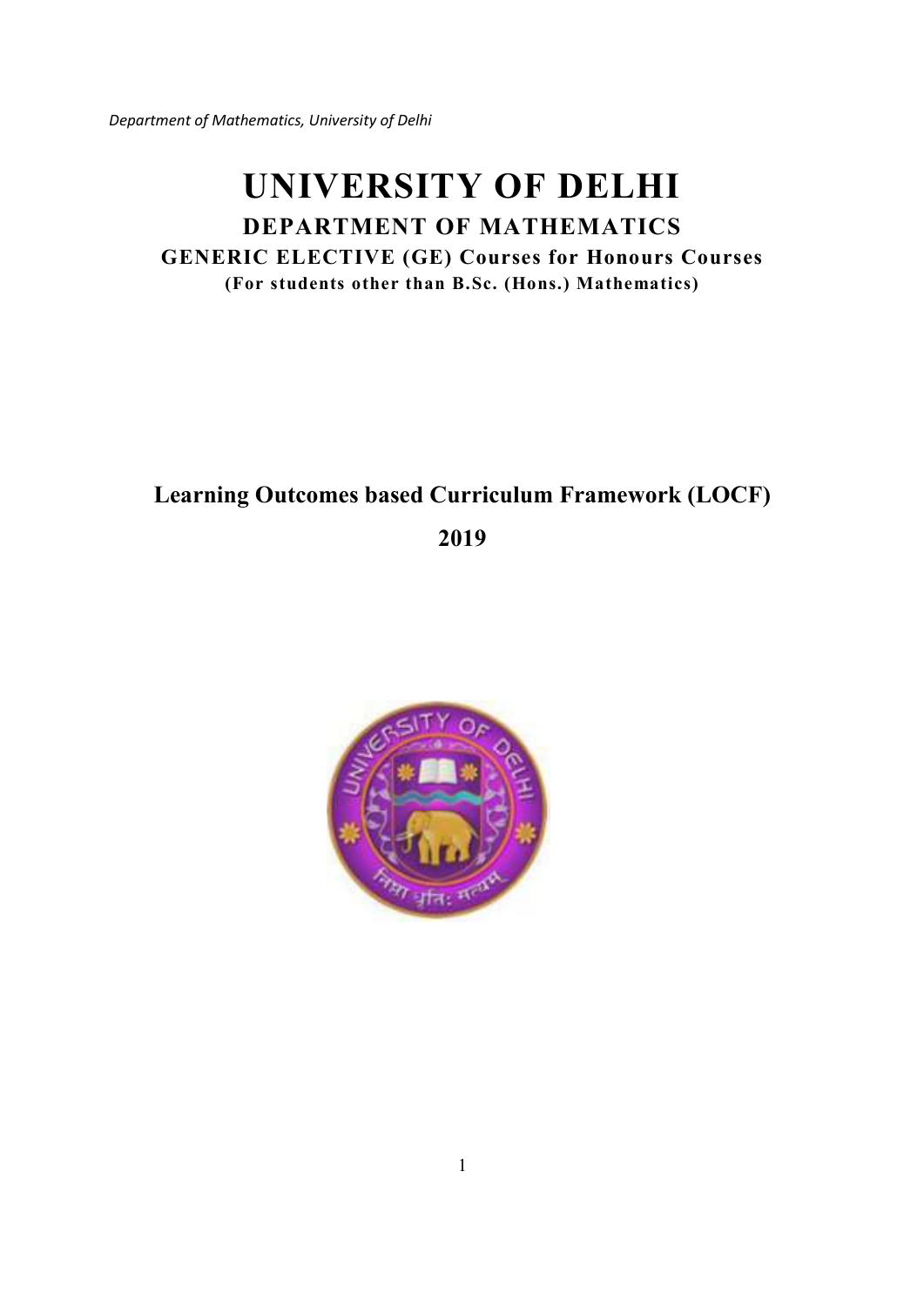# UNIVERSITY OF DELHI

## DEPARTMENT OF MATHEMATICS

### GENERIC ELECTIVE (GE) Courses for Honours Courses

**(For students other than B.Sc. (Hons.) Mathematics)**

## Learning Outcomes based Curriculum Framework (LOCF)

## 2019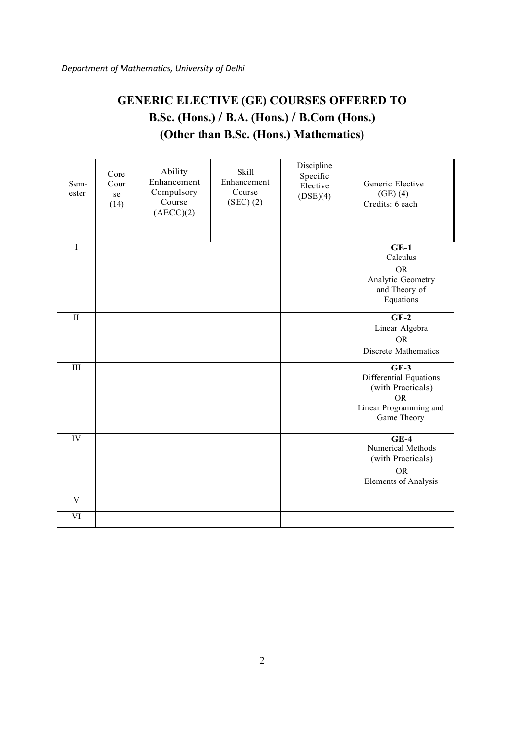## GENERIC ELECTIVE (GE) COURSES OFFERED TO
## B.Sc. (Hons.) / B.A. (Hons.) / B.Com (Hons.)
## (Other than B.Sc. (Hons.) Mathematics)

| Sem-ester | Core Course (14) | Ability Enhancement Compulsory Course (AECC)(2) | Skill Enhancement Course (SEC) (2) | Discipline Specific Elective (DSE)(4) | Generic Elective (GE) (4) Credits: 6 each |
|---|---|---|---|---|---|
| I | | | | | **GE-1** Calculus OR Analytic Geometry and Theory of Equations |
| II | | | | | **GE-2** Linear Algebra OR Discrete Mathematics |
| III | | | | | **GE-3** Differential Equations (with Practicals) OR Linear Programming and Game Theory |
| IV | | | | | **GE-4** Numerical Methods (with Practicals) OR Elements of Analysis |
| V | | | | | |
| VI | | | | | |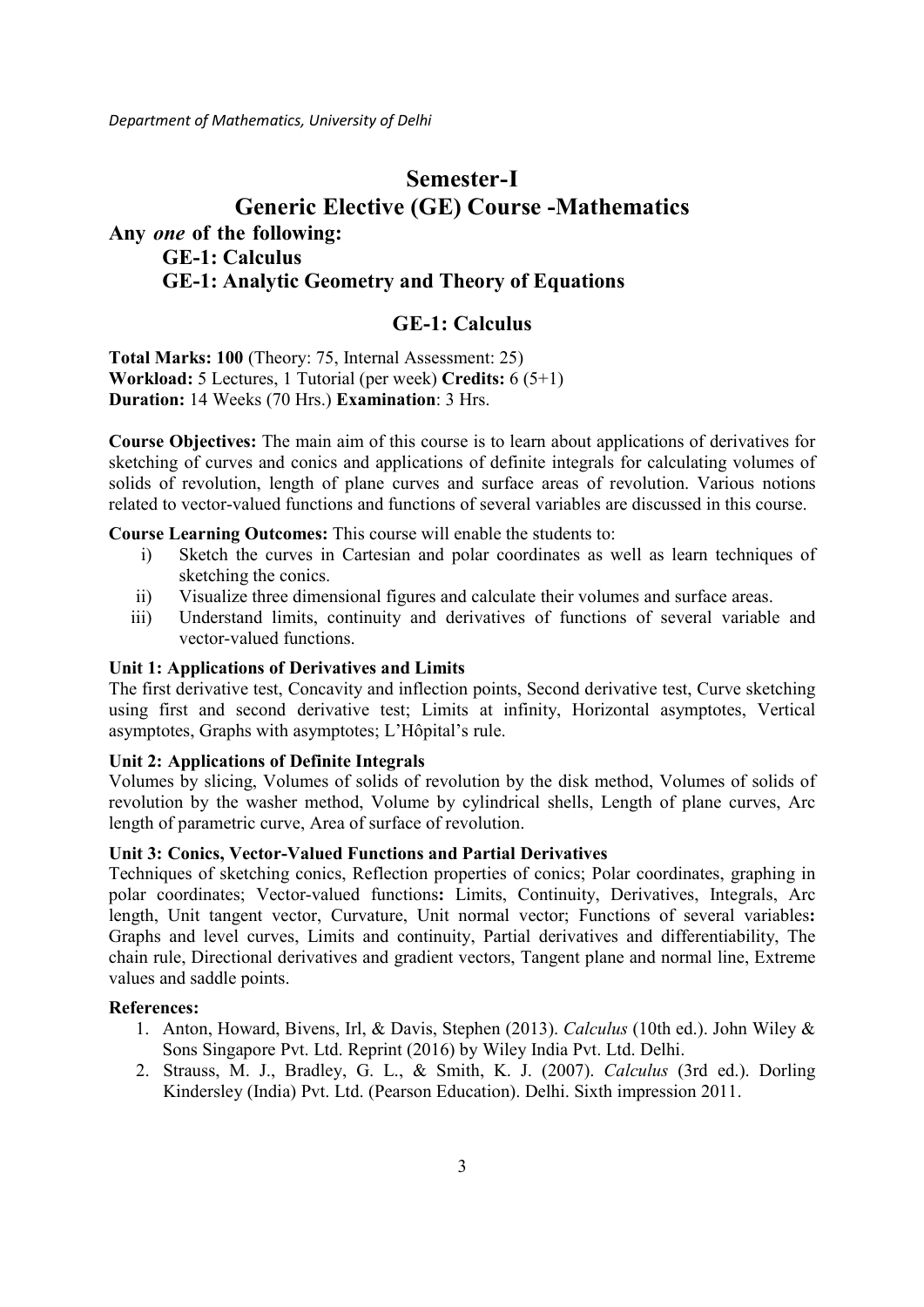# Semester-I

# Generic Elective (GE) Course -Mathematics

**Any *one* of the following:**

**GE-1: Calculus**

**GE-1: Analytic Geometry and Theory of Equations**

## GE-1: Calculus

**Total Marks: 100** (Theory: 75, Internal Assessment: 25)
**Workload:** 5 Lectures, 1 Tutorial (per week) **Credits:** 6 (5+1)
**Duration:** 14 Weeks (70 Hrs.) **Examination**: 3 Hrs.

**Course Objectives:** The main aim of this course is to learn about applications of derivatives for sketching of curves and conics and applications of definite integrals for calculating volumes of solids of revolution, length of plane curves and surface areas of revolution. Various notions related to vector-valued functions and functions of several variables are discussed in this course.

**Course Learning Outcomes:** This course will enable the students to:

i) Sketch the curves in Cartesian and polar coordinates as well as learn techniques of sketching the conics.
ii) Visualize three dimensional figures and calculate their volumes and surface areas.
iii) Understand limits, continuity and derivatives of functions of several variable and vector-valued functions.

**Unit 1: Applications of Derivatives and Limits**
The first derivative test, Concavity and inflection points, Second derivative test, Curve sketching using first and second derivative test; Limits at infinity, Horizontal asymptotes, Vertical asymptotes, Graphs with asymptotes; L'Hôpital's rule.

**Unit 2: Applications of Definite Integrals**
Volumes by slicing, Volumes of solids of revolution by the disk method, Volumes of solids of revolution by the washer method, Volume by cylindrical shells, Length of plane curves, Arc length of parametric curve, Area of surface of revolution.

**Unit 3: Conics, Vector-Valued Functions and Partial Derivatives**
Techniques of sketching conics, Reflection properties of conics; Polar coordinates, graphing in polar coordinates; Vector-valued functions**:** Limits, Continuity, Derivatives, Integrals, Arc length, Unit tangent vector, Curvature, Unit normal vector; Functions of several variables**:** Graphs and level curves, Limits and continuity, Partial derivatives and differentiability, The chain rule, Directional derivatives and gradient vectors, Tangent plane and normal line, Extreme values and saddle points.

**References:**

1. Anton, Howard, Bivens, Irl, & Davis, Stephen (2013). *Calculus* (10th ed.). John Wiley & Sons Singapore Pvt. Ltd. Reprint (2016) by Wiley India Pvt. Ltd. Delhi.
2. Strauss, M. J., Bradley, G. L., & Smith, K. J. (2007). *Calculus* (3rd ed.). Dorling Kindersley (India) Pvt. Ltd. (Pearson Education). Delhi. Sixth impression 2011.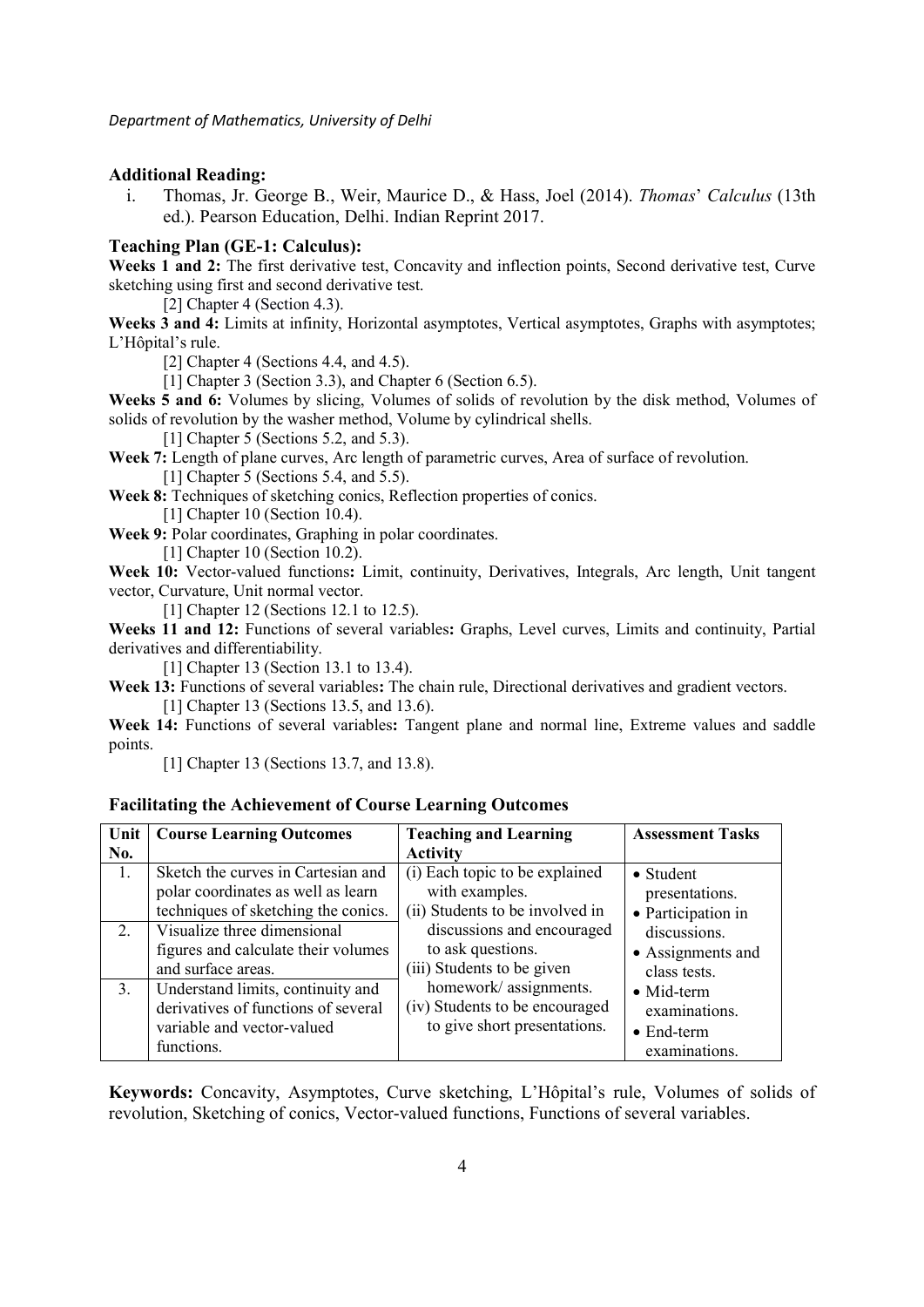**Additional Reading:**

i. Thomas, Jr. George B., Weir, Maurice D., & Hass, Joel (2014). *Thomas*' *Calculus* (13th ed.). Pearson Education, Delhi. Indian Reprint 2017.

**Teaching Plan (GE-1: Calculus):**

**Weeks 1 and 2:** The first derivative test, Concavity and inflection points, Second derivative test, Curve sketching using first and second derivative test.

[2] Chapter 4 (Section 4.3).

**Weeks 3 and 4:** Limits at infinity, Horizontal asymptotes, Vertical asymptotes, Graphs with asymptotes; L'Hôpital's rule.

[2] Chapter 4 (Sections 4.4, and 4.5).

[1] Chapter 3 (Section 3.3), and Chapter 6 (Section 6.5).

**Weeks 5 and 6:** Volumes by slicing, Volumes of solids of revolution by the disk method, Volumes of solids of revolution by the washer method, Volume by cylindrical shells.

[1] Chapter 5 (Sections 5.2, and 5.3).

**Week 7:** Length of plane curves, Arc length of parametric curves, Area of surface of revolution.

[1] Chapter 5 (Sections 5.4, and 5.5).

**Week 8:** Techniques of sketching conics, Reflection properties of conics.

[1] Chapter 10 (Section 10.4).

**Week 9:** Polar coordinates, Graphing in polar coordinates.

[1] Chapter 10 (Section 10.2).

**Week 10:** Vector-valued functions**:** Limit, continuity, Derivatives, Integrals, Arc length, Unit tangent vector, Curvature, Unit normal vector.

[1] Chapter 12 (Sections 12.1 to 12.5).

**Weeks 11 and 12:** Functions of several variables**:** Graphs, Level curves, Limits and continuity, Partial derivatives and differentiability.

[1] Chapter 13 (Section 13.1 to 13.4).

**Week 13:** Functions of several variables**:** The chain rule, Directional derivatives and gradient vectors.

[1] Chapter 13 (Sections 13.5, and 13.6).

**Week 14:** Functions of several variables**:** Tangent plane and normal line, Extreme values and saddle points.

[1] Chapter 13 (Sections 13.7, and 13.8).

**Facilitating the Achievement of Course Learning Outcomes**

| Unit No. | Course Learning Outcomes | Teaching and Learning Activity | Assessment Tasks |
|---|---|---|---|
| 1. | Sketch the curves in Cartesian and polar coordinates as well as learn techniques of sketching the conics. | (i) Each topic to be explained with examples.<br>(ii) Students to be involved in discussions and encouraged to ask questions.<br>(iii) Students to be given homework/ assignments.<br>(iv) Students to be encouraged to give short presentations. | • Student presentations.<br>• Participation in discussions.<br>• Assignments and class tests.<br>• Mid-term examinations.<br>• End-term examinations. |
| 2. | Visualize three dimensional figures and calculate their volumes and surface areas. | | |
| 3. | Understand limits, continuity and derivatives of functions of several variable and vector-valued functions. | | |

**Keywords:** Concavity, Asymptotes, Curve sketching, L'Hôpital's rule, Volumes of solids of revolution, Sketching of conics, Vector-valued functions, Functions of several variables.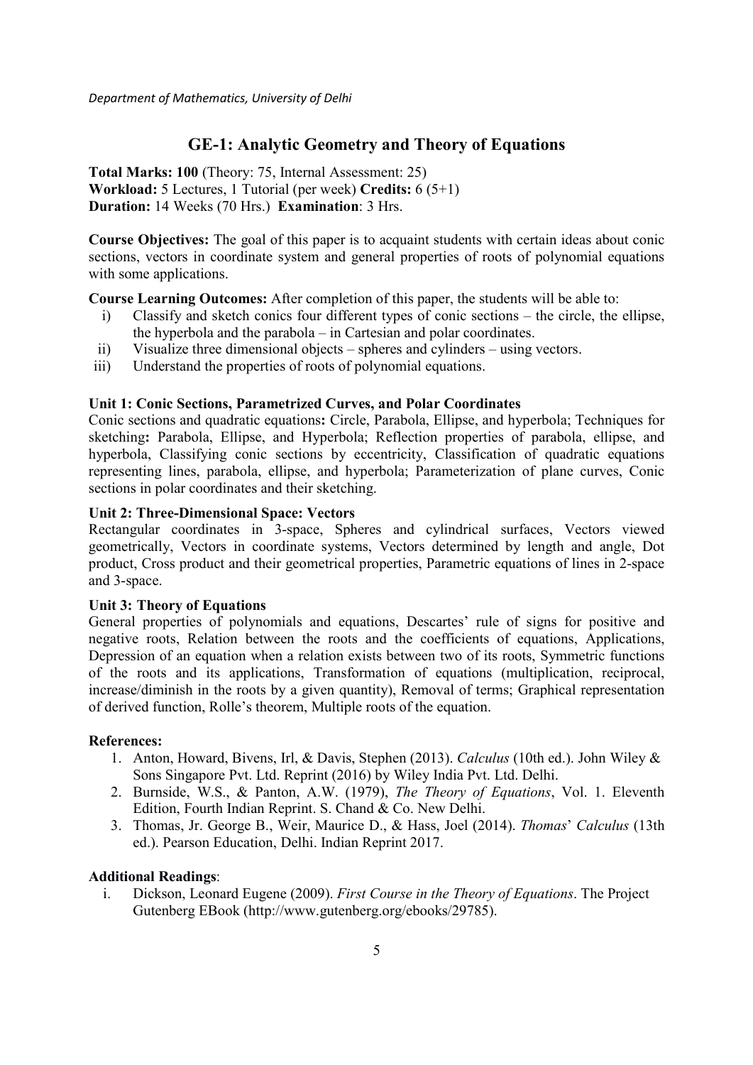## GE-1: Analytic Geometry and Theory of Equations

**Total Marks: 100** (Theory: 75, Internal Assessment: 25)
**Workload:** 5 Lectures, 1 Tutorial (per week) **Credits:** 6 (5+1)
**Duration:** 14 Weeks (70 Hrs.) **Examination**: 3 Hrs.

**Course Objectives:** The goal of this paper is to acquaint students with certain ideas about conic sections, vectors in coordinate system and general properties of roots of polynomial equations with some applications.

**Course Learning Outcomes:** After completion of this paper, the students will be able to:

i) Classify and sketch conics four different types of conic sections – the circle, the ellipse, the hyperbola and the parabola – in Cartesian and polar coordinates.
ii) Visualize three dimensional objects – spheres and cylinders – using vectors.
iii) Understand the properties of roots of polynomial equations.

**Unit 1: Conic Sections, Parametrized Curves, and Polar Coordinates**

Conic sections and quadratic equations**:** Circle, Parabola, Ellipse, and hyperbola; Techniques for sketching**:** Parabola, Ellipse, and Hyperbola; Reflection properties of parabola, ellipse, and hyperbola, Classifying conic sections by eccentricity, Classification of quadratic equations representing lines, parabola, ellipse, and hyperbola; Parameterization of plane curves, Conic sections in polar coordinates and their sketching.

**Unit 2: Three-Dimensional Space: Vectors**

Rectangular coordinates in 3-space, Spheres and cylindrical surfaces, Vectors viewed geometrically, Vectors in coordinate systems, Vectors determined by length and angle, Dot product, Cross product and their geometrical properties, Parametric equations of lines in 2-space and 3-space.

**Unit 3: Theory of Equations**

General properties of polynomials and equations, Descartes' rule of signs for positive and negative roots, Relation between the roots and the coefficients of equations, Applications, Depression of an equation when a relation exists between two of its roots, Symmetric functions of the roots and its applications, Transformation of equations (multiplication, reciprocal, increase/diminish in the roots by a given quantity), Removal of terms; Graphical representation of derived function, Rolle's theorem, Multiple roots of the equation.

**References:**

1. Anton, Howard, Bivens, Irl, & Davis, Stephen (2013). *Calculus* (10th ed.). John Wiley & Sons Singapore Pvt. Ltd. Reprint (2016) by Wiley India Pvt. Ltd. Delhi.
2. Burnside, W.S., & Panton, A.W. (1979), *The Theory of Equations*, Vol. 1. Eleventh Edition, Fourth Indian Reprint. S. Chand & Co. New Delhi.
3. Thomas, Jr. George B., Weir, Maurice D., & Hass, Joel (2014). *Thomas*' *Calculus* (13th ed.). Pearson Education, Delhi. Indian Reprint 2017.

**Additional Readings**:

i. Dickson, Leonard Eugene (2009). *First Course in the Theory of Equations*. The Project Gutenberg EBook (http://www.gutenberg.org/ebooks/29785).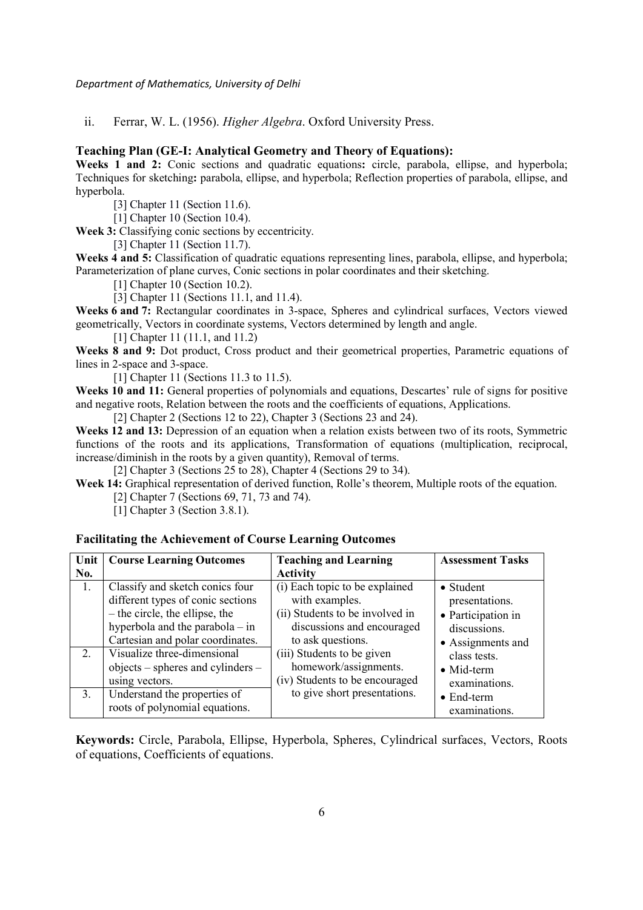ii. Ferrar, W. L. (1956). *Higher Algebra*. Oxford University Press.

**Teaching Plan (GE-I: Analytical Geometry and Theory of Equations):**

**Weeks 1 and 2:** Conic sections and quadratic equations**:** circle, parabola, ellipse, and hyperbola; Techniques for sketching**:** parabola, ellipse, and hyperbola; Reflection properties of parabola, ellipse, and hyperbola.

[3] Chapter 11 (Section 11.6).

[1] Chapter 10 (Section 10.4).

**Week 3:** Classifying conic sections by eccentricity.

[3] Chapter 11 (Section 11.7).

**Weeks 4 and 5:** Classification of quadratic equations representing lines, parabola, ellipse, and hyperbola; Parameterization of plane curves, Conic sections in polar coordinates and their sketching.

[1] Chapter 10 (Section 10.2).

[3] Chapter 11 (Sections 11.1, and 11.4).

**Weeks 6 and 7:** Rectangular coordinates in 3-space, Spheres and cylindrical surfaces, Vectors viewed geometrically, Vectors in coordinate systems, Vectors determined by length and angle.

[1] Chapter 11 (11.1, and 11.2)

**Weeks 8 and 9:** Dot product, Cross product and their geometrical properties, Parametric equations of lines in 2-space and 3-space.

[1] Chapter 11 (Sections 11.3 to 11.5).

**Weeks 10 and 11:** General properties of polynomials and equations, Descartes' rule of signs for positive and negative roots, Relation between the roots and the coefficients of equations, Applications.

[2] Chapter 2 (Sections 12 to 22), Chapter 3 (Sections 23 and 24).

**Weeks 12 and 13:** Depression of an equation when a relation exists between two of its roots, Symmetric functions of the roots and its applications, Transformation of equations (multiplication, reciprocal, increase/diminish in the roots by a given quantity), Removal of terms.

[2] Chapter 3 (Sections 25 to 28), Chapter 4 (Sections 29 to 34).

**Week 14:** Graphical representation of derived function, Rolle's theorem, Multiple roots of the equation.

[2] Chapter 7 (Sections 69, 71, 73 and 74).

[1] Chapter 3 (Section 3.8.1).

### Facilitating the Achievement of Course Learning Outcomes

| Unit No. | Course Learning Outcomes | Teaching and Learning Activity | Assessment Tasks |
|---|---|---|---|
| 1. | Classify and sketch conics four different types of conic sections – the circle, the ellipse, the hyperbola and the parabola – in Cartesian and polar coordinates. | (i) Each topic to be explained with examples.<br>(ii) Students to be involved in discussions and encouraged to ask questions.<br>(iii) Students to be given homework/assignments.<br>(iv) Students to be encouraged to give short presentations. | • Student presentations.<br>• Participation in discussions.<br>• Assignments and class tests.<br>• Mid-term examinations.<br>• End-term examinations. |
| 2. | Visualize three-dimensional objects – spheres and cylinders – using vectors. | | |
| 3. | Understand the properties of roots of polynomial equations. | | |

**Keywords:** Circle, Parabola, Ellipse, Hyperbola, Spheres, Cylindrical surfaces, Vectors, Roots of equations, Coefficients of equations.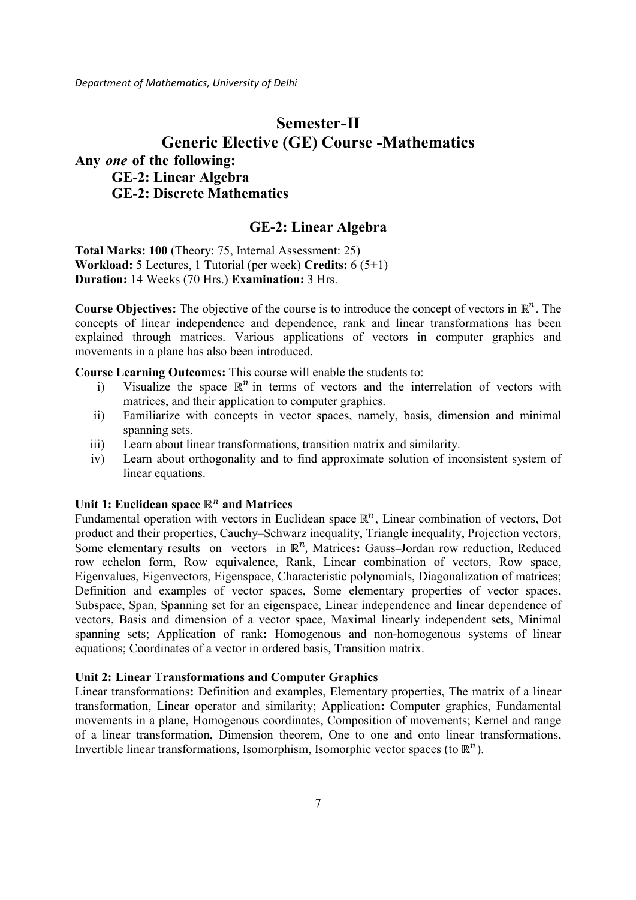# Semester-II

# Generic Elective (GE) Course -Mathematics

**Any *one* of the following:**

**GE-2: Linear Algebra**

**GE-2: Discrete Mathematics**

## GE-2: Linear Algebra

**Total Marks: 100** (Theory: 75, Internal Assessment: 25)
**Workload:** 5 Lectures, 1 Tutorial (per week) **Credits:** 6 (5+1)
**Duration:** 14 Weeks (70 Hrs.) **Examination:** 3 Hrs.

**Course Objectives:** The objective of the course is to introduce the concept of vectors in $\mathbb{R}^n$. The concepts of linear independence and dependence, rank and linear transformations has been explained through matrices. Various applications of vectors in computer graphics and movements in a plane has also been introduced.

**Course Learning Outcomes:** This course will enable the students to:

i) Visualize the space $\mathbb{R}^n$ in terms of vectors and the interrelation of vectors with matrices, and their application to computer graphics.

ii) Familiarize with concepts in vector spaces, namely, basis, dimension and minimal spanning sets.

iii) Learn about linear transformations, transition matrix and similarity.

iv) Learn about orthogonality and to find approximate solution of inconsistent system of linear equations.

**Unit 1: Euclidean space $\mathbb{R}^n$ and Matrices**

Fundamental operation with vectors in Euclidean space $\mathbb{R}^n$, Linear combination of vectors, Dot product and their properties, Cauchy–Schwarz inequality, Triangle inequality, Projection vectors, Some elementary results on vectors in $\mathbb{R}^n$, Matrices**:** Gauss–Jordan row reduction, Reduced row echelon form, Row equivalence, Rank, Linear combination of vectors, Row space, Eigenvalues, Eigenvectors, Eigenspace, Characteristic polynomials, Diagonalization of matrices; Definition and examples of vector spaces, Some elementary properties of vector spaces, Subspace, Span, Spanning set for an eigenspace, Linear independence and linear dependence of vectors, Basis and dimension of a vector space, Maximal linearly independent sets, Minimal spanning sets; Application of rank**:** Homogenous and non-homogenous systems of linear equations; Coordinates of a vector in ordered basis, Transition matrix.

**Unit 2: Linear Transformations and Computer Graphics**

Linear transformations**:** Definition and examples, Elementary properties, The matrix of a linear transformation, Linear operator and similarity; Application**:** Computer graphics, Fundamental movements in a plane, Homogenous coordinates, Composition of movements; Kernel and range of a linear transformation, Dimension theorem, One to one and onto linear transformations, Invertible linear transformations, Isomorphism, Isomorphic vector spaces (to $\mathbb{R}^n$).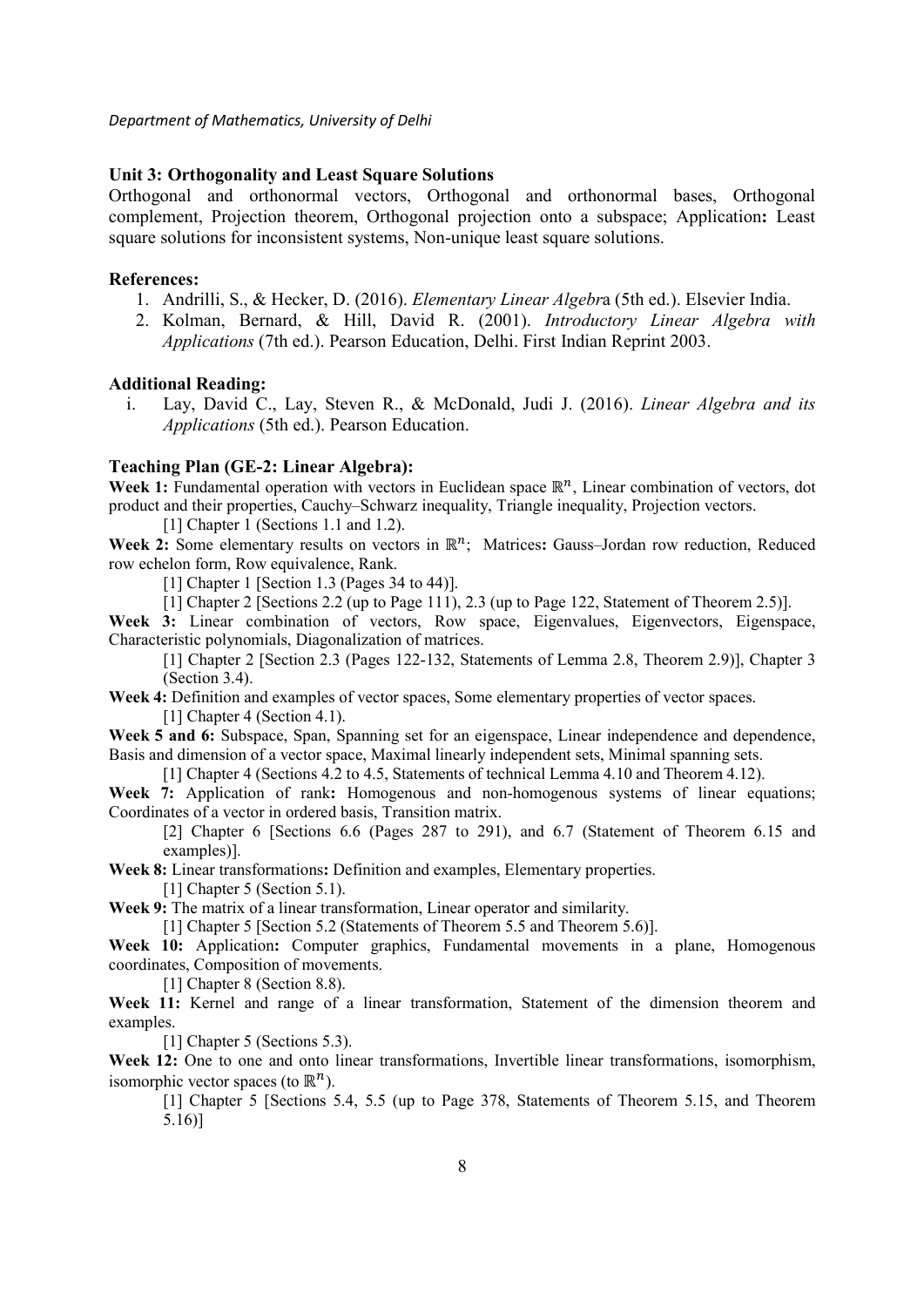**Unit 3: Orthogonality and Least Square Solutions**

Orthogonal and orthonormal vectors, Orthogonal and orthonormal bases, Orthogonal complement, Projection theorem, Orthogonal projection onto a subspace; Application**:** Least square solutions for inconsistent systems, Non-unique least square solutions.

**References:**

1. Andrilli, S., & Hecker, D. (2016). *Elementary Linear Algebr*a (5th ed.). Elsevier India.
2. Kolman, Bernard, & Hill, David R. (2001). *Introductory Linear Algebra with Applications* (7th ed.). Pearson Education, Delhi. First Indian Reprint 2003.

**Additional Reading:**

i. Lay, David C., Lay, Steven R., & McDonald, Judi J. (2016). *Linear Algebra and its Applications* (5th ed.). Pearson Education.

**Teaching Plan (GE-2: Linear Algebra):**

**Week 1:** Fundamental operation with vectors in Euclidean space $\mathbb{R}^n$, Linear combination of vectors, dot product and their properties, Cauchy–Schwarz inequality, Triangle inequality, Projection vectors.

[1] Chapter 1 (Sections 1.1 and 1.2).

**Week 2:** Some elementary results on vectors in $\mathbb{R}^n$; Matrices**:** Gauss–Jordan row reduction, Reduced row echelon form, Row equivalence, Rank.

[1] Chapter 1 [Section 1.3 (Pages 34 to 44)].

[1] Chapter 2 [Sections 2.2 (up to Page 111), 2.3 (up to Page 122, Statement of Theorem 2.5)].

**Week 3:** Linear combination of vectors, Row space, Eigenvalues, Eigenvectors, Eigenspace, Characteristic polynomials, Diagonalization of matrices.

[1] Chapter 2 [Section 2.3 (Pages 122-132, Statements of Lemma 2.8, Theorem 2.9)], Chapter 3 (Section 3.4).

**Week 4:** Definition and examples of vector spaces, Some elementary properties of vector spaces.

[1] Chapter 4 (Section 4.1).

**Week 5 and 6:** Subspace, Span, Spanning set for an eigenspace, Linear independence and dependence, Basis and dimension of a vector space, Maximal linearly independent sets, Minimal spanning sets.

[1] Chapter 4 (Sections 4.2 to 4.5, Statements of technical Lemma 4.10 and Theorem 4.12).

**Week 7:** Application of rank**:** Homogenous and non-homogenous systems of linear equations; Coordinates of a vector in ordered basis, Transition matrix.

[2] Chapter 6 [Sections 6.6 (Pages 287 to 291), and 6.7 (Statement of Theorem 6.15 and examples)].

**Week 8:** Linear transformations**:** Definition and examples, Elementary properties.

[1] Chapter 5 (Section 5.1).

**Week 9:** The matrix of a linear transformation, Linear operator and similarity.

[1] Chapter 5 [Section 5.2 (Statements of Theorem 5.5 and Theorem 5.6)].

**Week 10:** Application**:** Computer graphics, Fundamental movements in a plane, Homogenous coordinates, Composition of movements.

[1] Chapter 8 (Section 8.8).

**Week 11:** Kernel and range of a linear transformation, Statement of the dimension theorem and examples.

[1] Chapter 5 (Sections 5.3).

**Week 12:** One to one and onto linear transformations, Invertible linear transformations, isomorphism, isomorphic vector spaces (to $\mathbb{R}^n$).

[1] Chapter 5 [Sections 5.4, 5.5 (up to Page 378, Statements of Theorem 5.15, and Theorem 5.16)]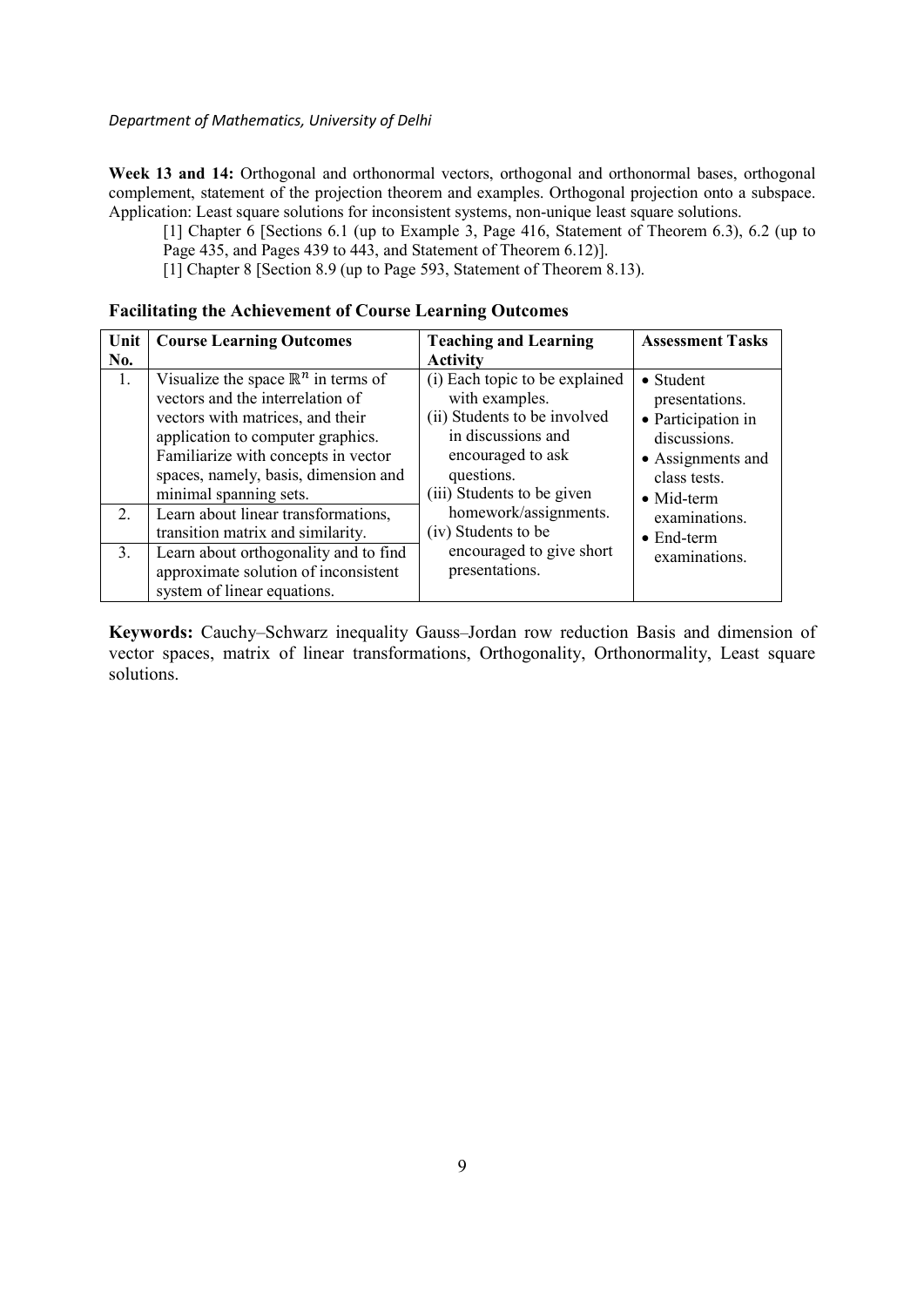**Week 13 and 14:** Orthogonal and orthonormal vectors, orthogonal and orthonormal bases, orthogonal complement, statement of the projection theorem and examples. Orthogonal projection onto a subspace. Application: Least square solutions for inconsistent systems, non-unique least square solutions.

[1] Chapter 6 [Sections 6.1 (up to Example 3, Page 416, Statement of Theorem 6.3), 6.2 (up to Page 435, and Pages 439 to 443, and Statement of Theorem 6.12)].

[1] Chapter 8 [Section 8.9 (up to Page 593, Statement of Theorem 8.13).

**Facilitating the Achievement of Course Learning Outcomes**

| Unit No. | Course Learning Outcomes | Teaching and Learning Activity | Assessment Tasks |
|---|---|---|---|
| 1. | Visualize the space $\mathbb{R}^n$ in terms of vectors and the interrelation of vectors with matrices, and their application to computer graphics. Familiarize with concepts in vector spaces, namely, basis, dimension and minimal spanning sets. | (i) Each topic to be explained with examples. (ii) Students to be involved in discussions and encouraged to ask questions. (iii) Students to be given homework/assignments. (iv) Students to be encouraged to give short presentations. | • Student presentations. • Participation in discussions. • Assignments and class tests. • Mid-term examinations. • End-term examinations. |
| 2. | Learn about linear transformations, transition matrix and similarity. | | |
| 3. | Learn about orthogonality and to find approximate solution of inconsistent system of linear equations. | | |

**Keywords:** Cauchy–Schwarz inequality Gauss–Jordan row reduction Basis and dimension of vector spaces, matrix of linear transformations, Orthogonality, Orthonormality, Least square solutions.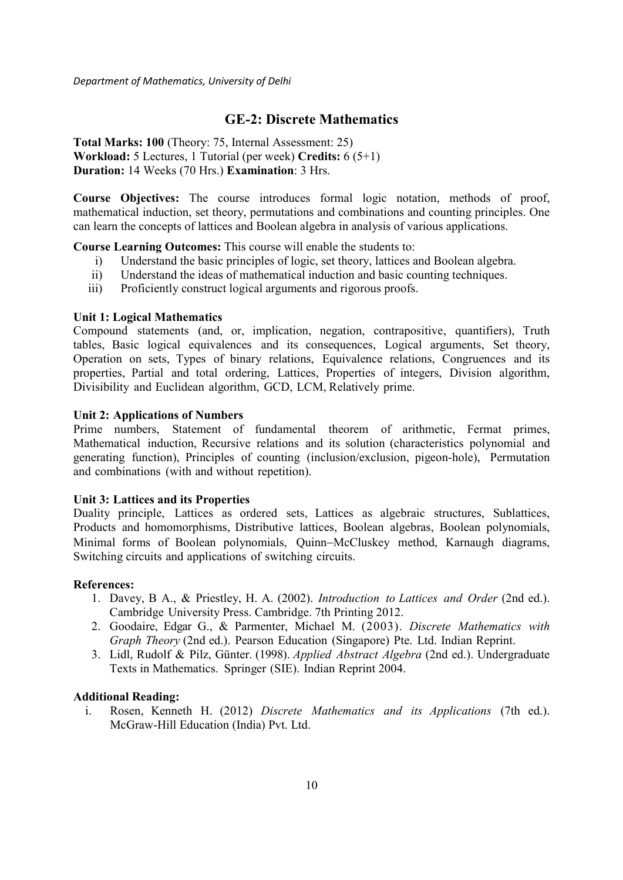## GE-2: Discrete Mathematics

**Total Marks: 100** (Theory: 75, Internal Assessment: 25)
**Workload:** 5 Lectures, 1 Tutorial (per week) **Credits:** 6 (5+1)
**Duration:** 14 Weeks (70 Hrs.) **Examination**: 3 Hrs.

**Course Objectives:** The course introduces formal logic notation, methods of proof, mathematical induction, set theory, permutations and combinations and counting principles. One can learn the concepts of lattices and Boolean algebra in analysis of various applications.

**Course Learning Outcomes:** This course will enable the students to:

1. Understand the basic principles of logic, set theory, lattices and Boolean algebra.
2. Understand the ideas of mathematical induction and basic counting techniques.
3. Proficiently construct logical arguments and rigorous proofs.

**Unit 1: Logical Mathematics**
Compound statements (and, or, implication, negation, contrapositive, quantifiers), Truth tables, Basic logical equivalences and its consequences, Logical arguments, Set theory, Operation on sets, Types of binary relations, Equivalence relations, Congruences and its properties, Partial and total ordering, Lattices, Properties of integers, Division algorithm, Divisibility and Euclidean algorithm, GCD, LCM, Relatively prime.

**Unit 2: Applications of Numbers**
Prime numbers, Statement of fundamental theorem of arithmetic, Fermat primes, Mathematical induction, Recursive relations and its solution (characteristics polynomial and generating function), Principles of counting (inclusion/exclusion, pigeon-hole), Permutation and combinations (with and without repetition).

**Unit 3: Lattices and its Properties**
Duality principle, Lattices as ordered sets, Lattices as algebraic structures, Sublattices, Products and homomorphisms, Distributive lattices, Boolean algebras, Boolean polynomials, Minimal forms of Boolean polynomials, Quinn−McCluskey method, Karnaugh diagrams, Switching circuits and applications of switching circuits.

**References:**

1. Davey, B A., & Priestley, H. A. (2002). *Introduction to Lattices and Order* (2nd ed.). Cambridge University Press. Cambridge. 7th Printing 2012.
2. Goodaire, Edgar G., & Parmenter, Michael M. (2003). *Discrete Mathematics with Graph Theory* (2nd ed.). Pearson Education (Singapore) Pte. Ltd. Indian Reprint.
3. Lidl, Rudolf & Pilz, Günter. (1998). *Applied Abstract Algebra* (2nd ed.). Undergraduate Texts in Mathematics. Springer (SIE). Indian Reprint 2004.

**Additional Reading:**

1. Rosen, Kenneth H. (2012) *Discrete Mathematics and its Applications* (7th ed.). McGraw-Hill Education (India) Pvt. Ltd.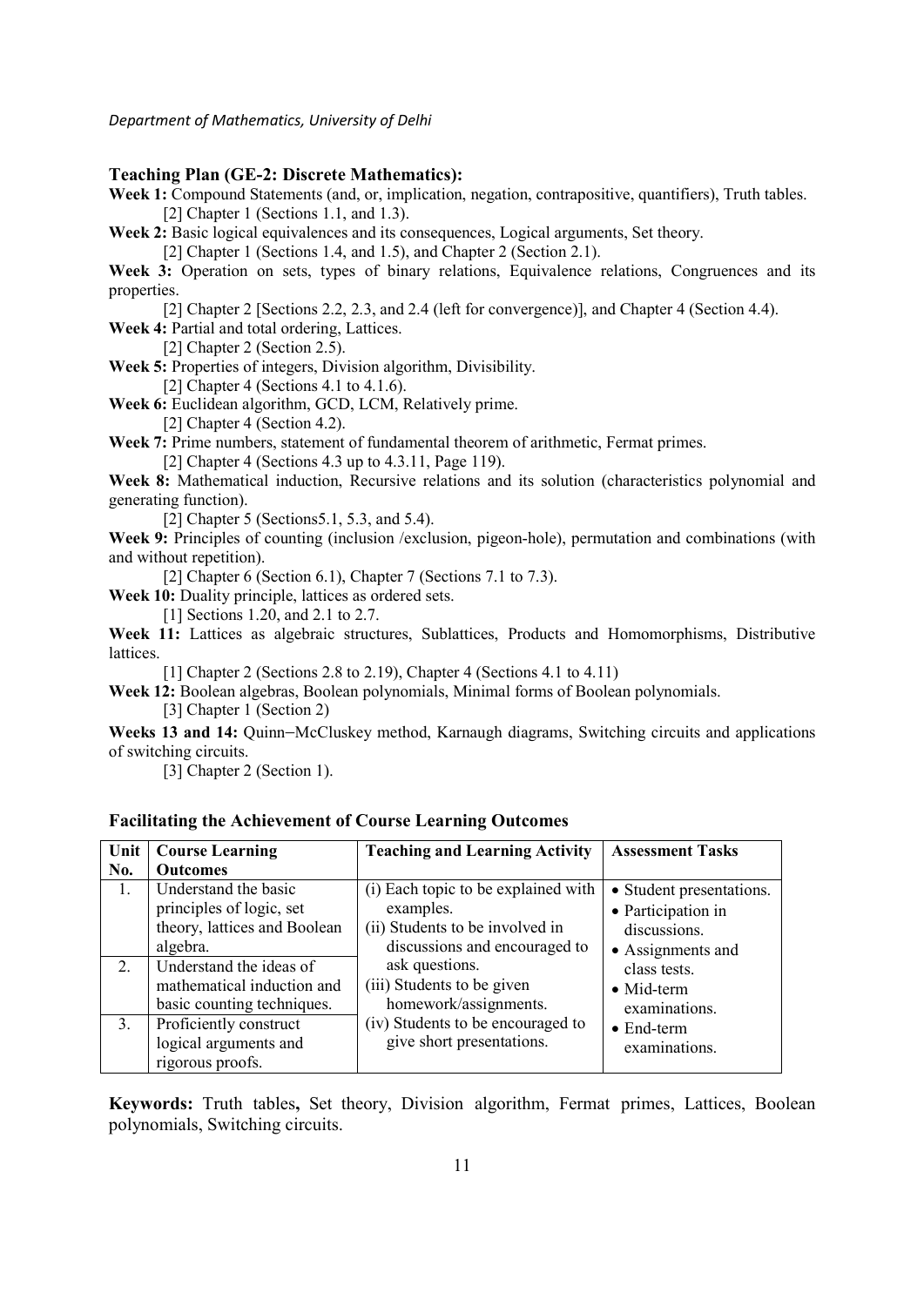**Teaching Plan (GE-2: Discrete Mathematics):**

**Week 1:** Compound Statements (and, or, implication, negation, contrapositive, quantifiers), Truth tables.
[2] Chapter 1 (Sections 1.1, and 1.3).

**Week 2:** Basic logical equivalences and its consequences, Logical arguments, Set theory.
[2] Chapter 1 (Sections 1.4, and 1.5), and Chapter 2 (Section 2.1).

**Week 3:** Operation on sets, types of binary relations, Equivalence relations, Congruences and its properties.
[2] Chapter 2 [Sections 2.2, 2.3, and 2.4 (left for convergence)], and Chapter 4 (Section 4.4).

**Week 4:** Partial and total ordering, Lattices.
[2] Chapter 2 (Section 2.5).

**Week 5:** Properties of integers, Division algorithm, Divisibility.
[2] Chapter 4 (Sections 4.1 to 4.1.6).

**Week 6:** Euclidean algorithm, GCD, LCM, Relatively prime.
[2] Chapter 4 (Section 4.2).

**Week 7:** Prime numbers, statement of fundamental theorem of arithmetic, Fermat primes.
[2] Chapter 4 (Sections 4.3 up to 4.3.11, Page 119).

**Week 8:** Mathematical induction, Recursive relations and its solution (characteristics polynomial and generating function).
[2] Chapter 5 (Sections5.1, 5.3, and 5.4).

**Week 9:** Principles of counting (inclusion /exclusion, pigeon-hole), permutation and combinations (with and without repetition).
[2] Chapter 6 (Section 6.1), Chapter 7 (Sections 7.1 to 7.3).

**Week 10:** Duality principle, lattices as ordered sets.
[1] Sections 1.20, and 2.1 to 2.7.

**Week 11:** Lattices as algebraic structures, Sublattices, Products and Homomorphisms, Distributive lattices.
[1] Chapter 2 (Sections 2.8 to 2.19), Chapter 4 (Sections 4.1 to 4.11)

**Week 12:** Boolean algebras, Boolean polynomials, Minimal forms of Boolean polynomials.
[3] Chapter 1 (Section 2)

**Weeks 13 and 14:** Quinn–McCluskey method, Karnaugh diagrams, Switching circuits and applications of switching circuits.
[3] Chapter 2 (Section 1).

**Facilitating the Achievement of Course Learning Outcomes**

| Unit No. | Course Learning Outcomes | Teaching and Learning Activity | Assessment Tasks |
|---|---|---|---|
| 1. | Understand the basic principles of logic, set theory, lattices and Boolean algebra. | (i) Each topic to be explained with examples.<br>(ii) Students to be involved in discussions and encouraged to ask questions.<br>(iii) Students to be given homework/assignments.<br>(iv) Students to be encouraged to give short presentations. | • Student presentations.<br>• Participation in discussions.<br>• Assignments and class tests.<br>• Mid-term examinations.<br>• End-term examinations. |
| 2. | Understand the ideas of mathematical induction and basic counting techniques. | | |
| 3. | Proficiently construct logical arguments and rigorous proofs. | | |

**Keywords:** Truth tables**,** Set theory, Division algorithm, Fermat primes, Lattices, Boolean polynomials, Switching circuits.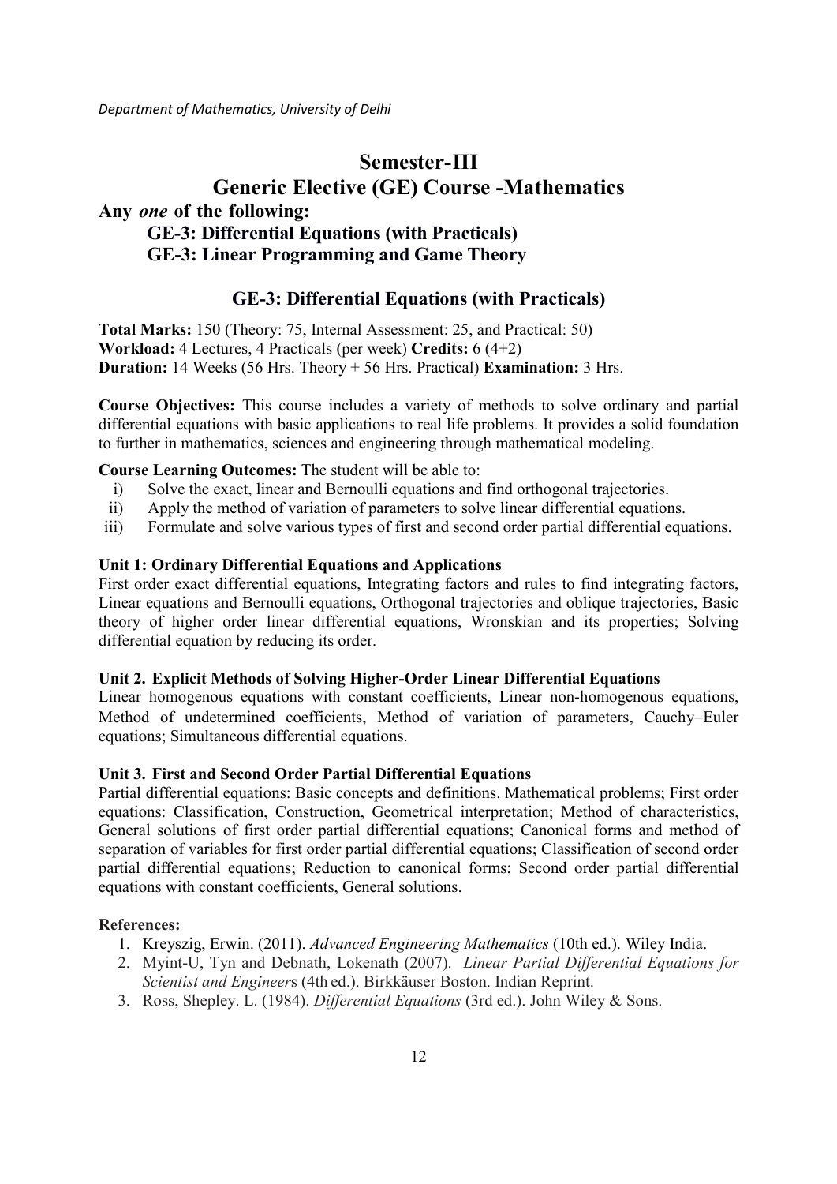# Semester-III

## Generic Elective (GE) Course -Mathematics

**Any *one* of the following:**

**GE-3: Differential Equations (with Practicals)**

**GE-3: Linear Programming and Game Theory**

## GE-3: Differential Equations (with Practicals)

**Total Marks:** 150 (Theory: 75, Internal Assessment: 25, and Practical: 50)
**Workload:** 4 Lectures, 4 Practicals (per week) **Credits:** 6 (4+2)
**Duration:** 14 Weeks (56 Hrs. Theory + 56 Hrs. Practical) **Examination:** 3 Hrs.

**Course Objectives:** This course includes a variety of methods to solve ordinary and partial differential equations with basic applications to real life problems. It provides a solid foundation to further in mathematics, sciences and engineering through mathematical modeling.

**Course Learning Outcomes:** The student will be able to:

- i) Solve the exact, linear and Bernoulli equations and find orthogonal trajectories.
- ii) Apply the method of variation of parameters to solve linear differential equations.
- iii) Formulate and solve various types of first and second order partial differential equations.

**Unit 1: Ordinary Differential Equations and Applications**

First order exact differential equations, Integrating factors and rules to find integrating factors, Linear equations and Bernoulli equations, Orthogonal trajectories and oblique trajectories, Basic theory of higher order linear differential equations, Wronskian and its properties; Solving differential equation by reducing its order.

**Unit 2. Explicit Methods of Solving Higher-Order Linear Differential Equations**

Linear homogenous equations with constant coefficients, Linear non-homogenous equations, Method of undetermined coefficients, Method of variation of parameters, Cauchy–Euler equations; Simultaneous differential equations.

**Unit 3. First and Second Order Partial Differential Equations**

Partial differential equations: Basic concepts and definitions. Mathematical problems; First order equations: Classification, Construction, Geometrical interpretation; Method of characteristics, General solutions of first order partial differential equations; Canonical forms and method of separation of variables for first order partial differential equations; Classification of second order partial differential equations; Reduction to canonical forms; Second order partial differential equations with constant coefficients, General solutions.

**References:**

1. Kreyszig, Erwin. (2011). *Advanced Engineering Mathematics* (10th ed.). Wiley India.
2. Myint-U, Tyn and Debnath, Lokenath (2007). *Linear Partial Differential Equations for Scientist and Engineers* (4th ed.). Birkkäuser Boston. Indian Reprint.
3. Ross, Shepley. L. (1984). *Differential Equations* (3rd ed.). John Wiley & Sons.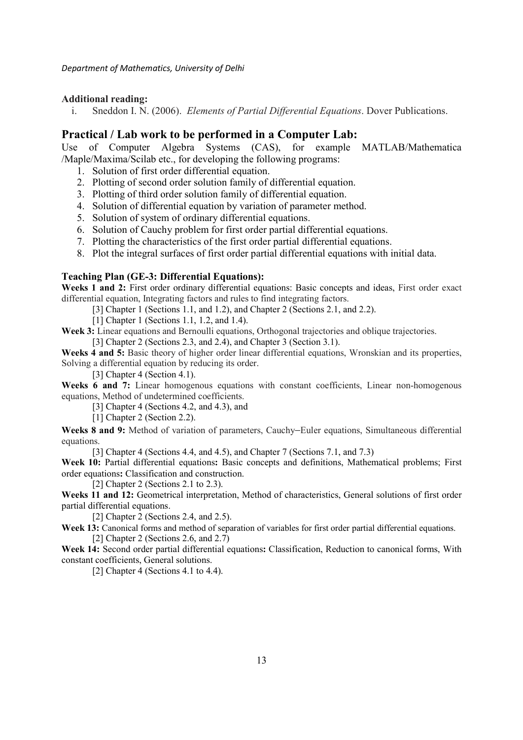**Additional reading:**

i. Sneddon I. N. (2006). *Elements of Partial Differential Equations*. Dover Publications.

## Practical / Lab work to be performed in a Computer Lab:

Use of Computer Algebra Systems (CAS), for example MATLAB/Mathematica /Maple/Maxima/Scilab etc., for developing the following programs:

1. Solution of first order differential equation.
2. Plotting of second order solution family of differential equation.
3. Plotting of third order solution family of differential equation.
4. Solution of differential equation by variation of parameter method.
5. Solution of system of ordinary differential equations.
6. Solution of Cauchy problem for first order partial differential equations.
7. Plotting the characteristics of the first order partial differential equations.
8. Plot the integral surfaces of first order partial differential equations with initial data.

**Teaching Plan (GE-3: Differential Equations):**

**Weeks 1 and 2:** First order ordinary differential equations: Basic concepts and ideas, First order exact differential equation, Integrating factors and rules to find integrating factors.

[3] Chapter 1 (Sections 1.1, and 1.2), and Chapter 2 (Sections 2.1, and 2.2).

[1] Chapter 1 (Sections 1.1, 1.2, and 1.4).

**Week 3:** Linear equations and Bernoulli equations, Orthogonal trajectories and oblique trajectories.

[3] Chapter 2 (Sections 2.3, and 2.4), and Chapter 3 (Section 3.1).

**Weeks 4 and 5:** Basic theory of higher order linear differential equations, Wronskian and its properties, Solving a differential equation by reducing its order.

[3] Chapter 4 (Section 4.1).

**Weeks 6 and 7:** Linear homogenous equations with constant coefficients, Linear non-homogenous equations, Method of undetermined coefficients.

[3] Chapter 4 (Sections 4.2, and 4.3), and

[1] Chapter 2 (Section 2.2).

**Weeks 8 and 9:** Method of variation of parameters, Cauchy–Euler equations, Simultaneous differential equations.

[3] Chapter 4 (Sections 4.4, and 4.5), and Chapter 7 (Sections 7.1, and 7.3)

**Week 10:** Partial differential equations**:** Basic concepts and definitions, Mathematical problems; First order equations**:** Classification and construction.

[2] Chapter 2 (Sections 2.1 to 2.3).

**Weeks 11 and 12:** Geometrical interpretation, Method of characteristics, General solutions of first order partial differential equations.

[2] Chapter 2 (Sections 2.4, and 2.5).

**Week 13:** Canonical forms and method of separation of variables for first order partial differential equations.

[2] Chapter 2 (Sections 2.6, and 2.7)

**Week 14:** Second order partial differential equations**:** Classification, Reduction to canonical forms, With constant coefficients, General solutions.

[2] Chapter 4 (Sections 4.1 to 4.4).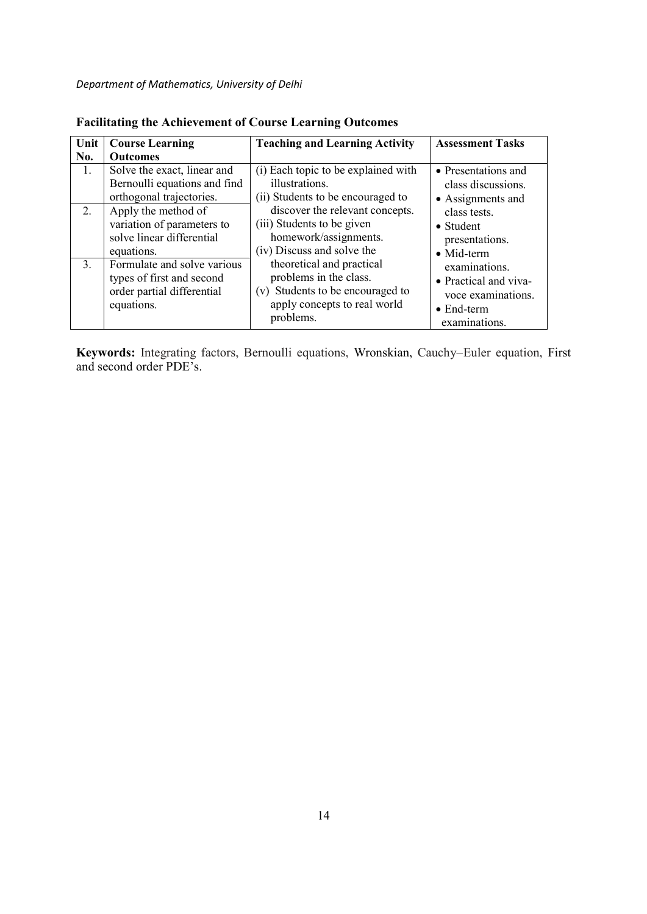**Facilitating the Achievement of Course Learning Outcomes**

| Unit No. | Course Learning Outcomes | Teaching and Learning Activity | Assessment Tasks |
|---|---|---|---|
| 1. | Solve the exact, linear and Bernoulli equations and find orthogonal trajectories. | (i) Each topic to be explained with illustrations.<br>(ii) Students to be encouraged to discover the relevant concepts.<br>(iii) Students to be given homework/assignments.<br>(iv) Discuss and solve the theoretical and practical problems in the class.<br>(v) Students to be encouraged to apply concepts to real world problems. | • Presentations and class discussions.<br>• Assignments and class tests.<br>• Student presentations.<br>• Mid-term examinations.<br>• Practical and viva-voce examinations.<br>• End-term examinations. |
| 2. | Apply the method of variation of parameters to solve linear differential equations. | | |
| 3. | Formulate and solve various types of first and second order partial differential equations. | | |

**Keywords:** Integrating factors, Bernoulli equations, Wronskian, Cauchy–Euler equation, First and second order PDE's.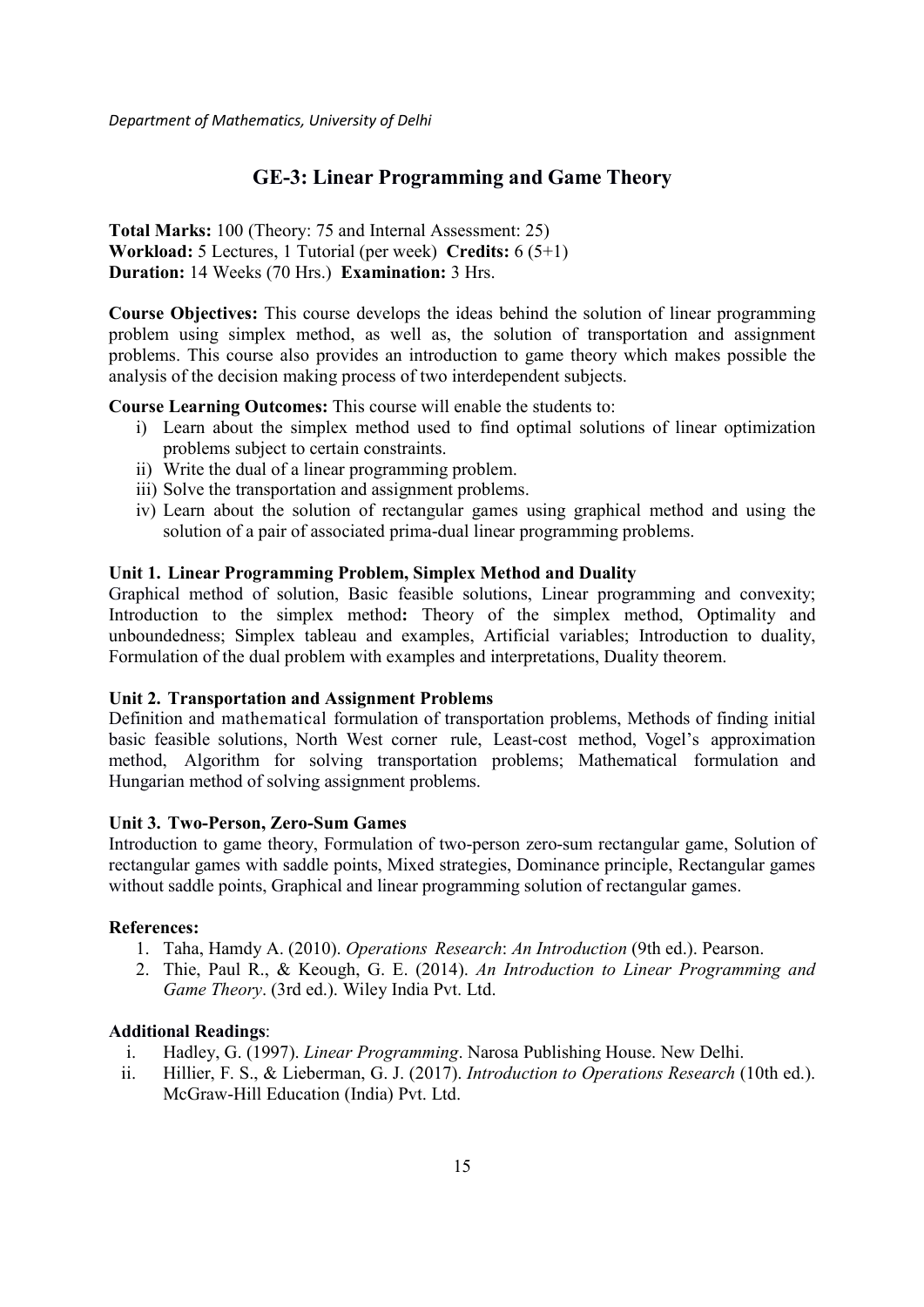## GE-3: Linear Programming and Game Theory

**Total Marks:** 100 (Theory: 75 and Internal Assessment: 25)
**Workload:** 5 Lectures, 1 Tutorial (per week) **Credits:** 6 (5+1)
**Duration:** 14 Weeks (70 Hrs.) **Examination:** 3 Hrs.

**Course Objectives:** This course develops the ideas behind the solution of linear programming problem using simplex method, as well as, the solution of transportation and assignment problems. This course also provides an introduction to game theory which makes possible the analysis of the decision making process of two interdependent subjects.

**Course Learning Outcomes:** This course will enable the students to:

i) Learn about the simplex method used to find optimal solutions of linear optimization problems subject to certain constraints.
ii) Write the dual of a linear programming problem.
iii) Solve the transportation and assignment problems.
iv) Learn about the solution of rectangular games using graphical method and using the solution of a pair of associated prima-dual linear programming problems.

### Unit 1. Linear Programming Problem, Simplex Method and Duality

Graphical method of solution, Basic feasible solutions, Linear programming and convexity; Introduction to the simplex method**:** Theory of the simplex method, Optimality and unboundedness; Simplex tableau and examples, Artificial variables; Introduction to duality, Formulation of the dual problem with examples and interpretations, Duality theorem.

### Unit 2. Transportation and Assignment Problems

Definition and mathematical formulation of transportation problems, Methods of finding initial basic feasible solutions, North West corner rule, Least-cost method, Vogel's approximation method, Algorithm for solving transportation problems; Mathematical formulation and Hungarian method of solving assignment problems.

### Unit 3. Two-Person, Zero-Sum Games

Introduction to game theory, Formulation of two-person zero-sum rectangular game, Solution of rectangular games with saddle points, Mixed strategies, Dominance principle, Rectangular games without saddle points, Graphical and linear programming solution of rectangular games.

### References:

1. Taha, Hamdy A. (2010). *Operations Research*: *An Introduction* (9th ed.). Pearson.
2. Thie, Paul R., & Keough, G. E. (2014). *An Introduction to Linear Programming and Game Theory*. (3rd ed.). Wiley India Pvt. Ltd.

### Additional Readings:

i. Hadley, G. (1997). *Linear Programming*. Narosa Publishing House. New Delhi.
ii. Hillier, F. S., & Lieberman, G. J. (2017). *Introduction to Operations Research* (10th ed.). McGraw-Hill Education (India) Pvt. Ltd.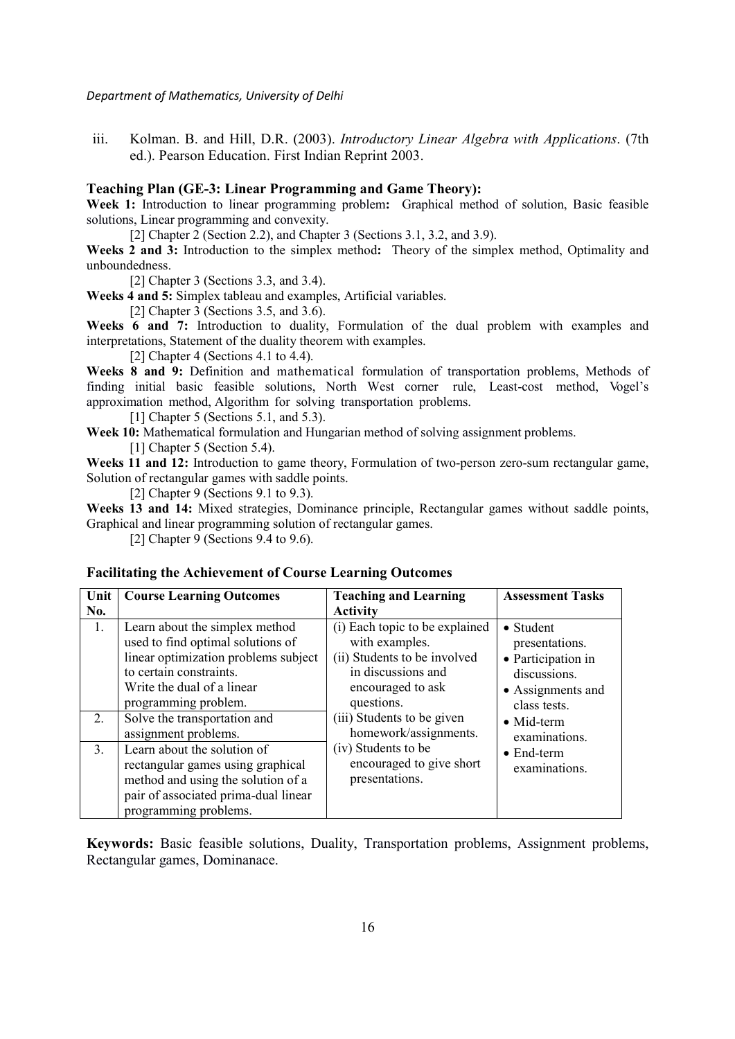iii. Kolman. B. and Hill, D.R. (2003). *Introductory Linear Algebra with Applications*. (7th ed.). Pearson Education. First Indian Reprint 2003.

**Teaching Plan (GE-3: Linear Programming and Game Theory):**

**Week 1:** Introduction to linear programming problem**:** Graphical method of solution, Basic feasible solutions, Linear programming and convexity.

[2] Chapter 2 (Section 2.2), and Chapter 3 (Sections 3.1, 3.2, and 3.9).

**Weeks 2 and 3:** Introduction to the simplex method**:** Theory of the simplex method, Optimality and unboundedness.

[2] Chapter 3 (Sections 3.3, and 3.4).

**Weeks 4 and 5:** Simplex tableau and examples, Artificial variables.

[2] Chapter 3 (Sections 3.5, and 3.6).

**Weeks 6 and 7:** Introduction to duality, Formulation of the dual problem with examples and interpretations, Statement of the duality theorem with examples.

[2] Chapter 4 (Sections 4.1 to 4.4).

**Weeks 8 and 9:** Definition and mathematical formulation of transportation problems, Methods of finding initial basic feasible solutions, North West corner rule, Least-cost method, Vogel's approximation method, Algorithm for solving transportation problems.

[1] Chapter 5 (Sections 5.1, and 5.3).

**Week 10:** Mathematical formulation and Hungarian method of solving assignment problems.

[1] Chapter 5 (Section 5.4).

**Weeks 11 and 12:** Introduction to game theory, Formulation of two-person zero-sum rectangular game, Solution of rectangular games with saddle points.

[2] Chapter 9 (Sections 9.1 to 9.3).

**Weeks 13 and 14:** Mixed strategies, Dominance principle, Rectangular games without saddle points, Graphical and linear programming solution of rectangular games.

[2] Chapter 9 (Sections 9.4 to 9.6).

**Facilitating the Achievement of Course Learning Outcomes**

| Unit No. | Course Learning Outcomes | Teaching and Learning Activity | Assessment Tasks |
|---|---|---|---|
| 1. | Learn about the simplex method used to find optimal solutions of linear optimization problems subject to certain constraints. Write the dual of a linear programming problem. | (i) Each topic to be explained with examples. (ii) Students to be involved in discussions and encouraged to ask questions. (iii) Students to be given homework/assignments. (iv) Students to be encouraged to give short presentations. | • Student presentations. • Participation in discussions. • Assignments and class tests. • Mid-term examinations. • End-term examinations. |
| 2. | Solve the transportation and assignment problems. | | |
| 3. | Learn about the solution of rectangular games using graphical method and using the solution of a pair of associated prima-dual linear programming problems. | | |

**Keywords:** Basic feasible solutions, Duality, Transportation problems, Assignment problems, Rectangular games, Dominanace.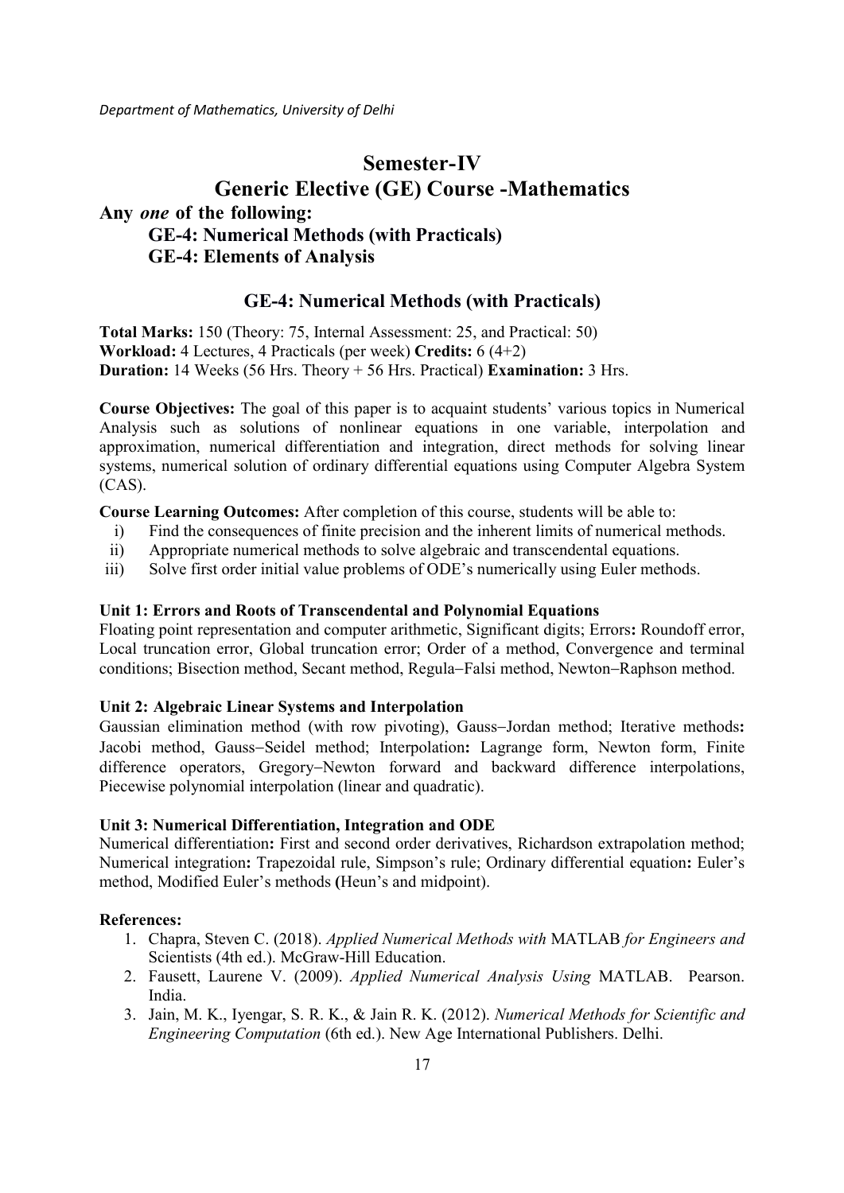# Semester-IV

# Generic Elective (GE) Course -Mathematics

**Any *one* of the following:**

**GE-4: Numerical Methods (with Practicals)**
**GE-4: Elements of Analysis**

## GE-4: Numerical Methods (with Practicals)

**Total Marks:** 150 (Theory: 75, Internal Assessment: 25, and Practical: 50)
**Workload:** 4 Lectures, 4 Practicals (per week) **Credits:** 6 (4+2)
**Duration:** 14 Weeks (56 Hrs. Theory + 56 Hrs. Practical) **Examination:** 3 Hrs.

**Course Objectives:** The goal of this paper is to acquaint students' various topics in Numerical Analysis such as solutions of nonlinear equations in one variable, interpolation and approximation, numerical differentiation and integration, direct methods for solving linear systems, numerical solution of ordinary differential equations using Computer Algebra System (CAS).

**Course Learning Outcomes:** After completion of this course, students will be able to:

i) Find the consequences of finite precision and the inherent limits of numerical methods.
ii) Appropriate numerical methods to solve algebraic and transcendental equations.
iii) Solve first order initial value problems of ODE's numerically using Euler methods.

**Unit 1: Errors and Roots of Transcendental and Polynomial Equations**
Floating point representation and computer arithmetic, Significant digits; Errors**:** Roundoff error, Local truncation error, Global truncation error; Order of a method, Convergence and terminal conditions; Bisection method, Secant method, Regula−Falsi method, Newton−Raphson method.

**Unit 2: Algebraic Linear Systems and Interpolation**
Gaussian elimination method (with row pivoting), Gauss−Jordan method; Iterative methods**:** Jacobi method, Gauss−Seidel method; Interpolation**:** Lagrange form, Newton form, Finite difference operators, Gregory−Newton forward and backward difference interpolations, Piecewise polynomial interpolation (linear and quadratic).

**Unit 3: Numerical Differentiation, Integration and ODE**
Numerical differentiation**:** First and second order derivatives, Richardson extrapolation method; Numerical integration**:** Trapezoidal rule, Simpson's rule; Ordinary differential equation**:** Euler's method, Modified Euler's methods **(**Heun's and midpoint).

**References:**

1. Chapra, Steven C. (2018). *Applied Numerical Methods with* MATLAB *for Engineers and* Scientists (4th ed.). McGraw-Hill Education.
2. Fausett, Laurene V. (2009). *Applied Numerical Analysis Using* MATLAB. Pearson. India.
3. Jain, M. K., Iyengar, S. R. K., & Jain R. K. (2012). *Numerical Methods for Scientific and Engineering Computation* (6th ed.). New Age International Publishers. Delhi.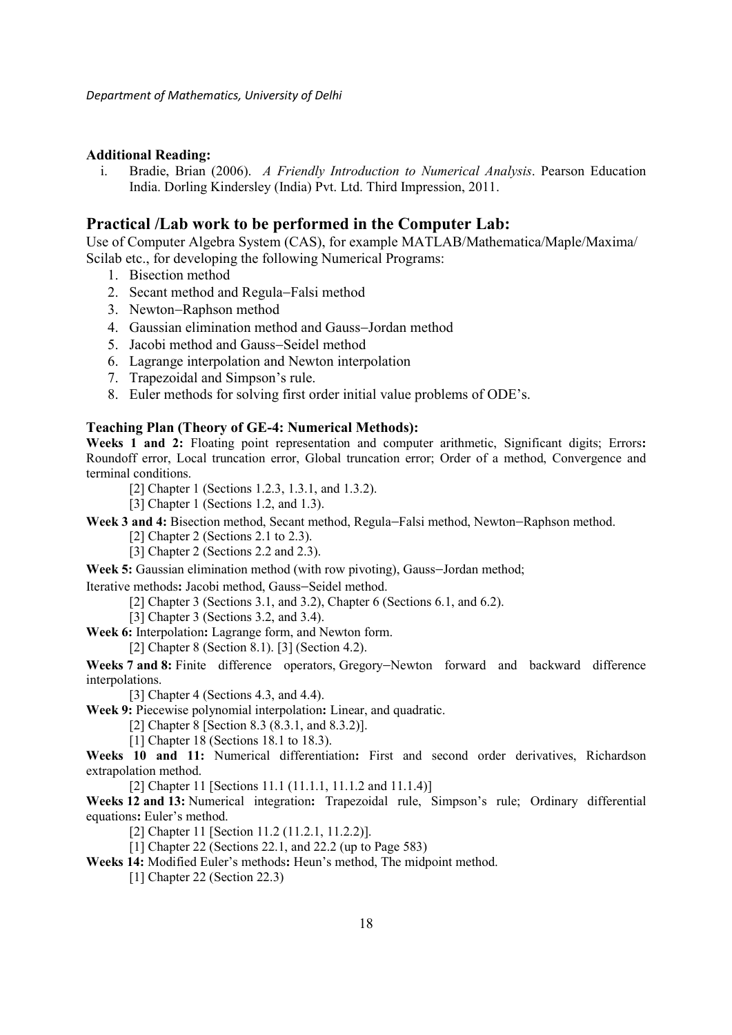**Additional Reading:**

i. Bradie, Brian (2006). *A Friendly Introduction to Numerical Analysis*. Pearson Education India. Dorling Kindersley (India) Pvt. Ltd. Third Impression, 2011.

## Practical /Lab work to be performed in the Computer Lab:

Use of Computer Algebra System (CAS), for example MATLAB/Mathematica/Maple/Maxima/ Scilab etc., for developing the following Numerical Programs:

1. Bisection method
2. Secant method and Regula−Falsi method
3. Newton−Raphson method
4. Gaussian elimination method and Gauss−Jordan method
5. Jacobi method and Gauss−Seidel method
6. Lagrange interpolation and Newton interpolation
7. Trapezoidal and Simpson's rule.
8. Euler methods for solving first order initial value problems of ODE's.

**Teaching Plan (Theory of GE-4: Numerical Methods):**

**Weeks 1 and 2:** Floating point representation and computer arithmetic, Significant digits; Errors**:** Roundoff error, Local truncation error, Global truncation error; Order of a method, Convergence and terminal conditions.

[2] Chapter 1 (Sections 1.2.3, 1.3.1, and 1.3.2).

[3] Chapter 1 (Sections 1.2, and 1.3).

**Week 3 and 4:** Bisection method, Secant method, Regula−Falsi method, Newton−Raphson method.

[2] Chapter 2 (Sections 2.1 to 2.3).

[3] Chapter 2 (Sections 2.2 and 2.3).

**Week 5:** Gaussian elimination method (with row pivoting), Gauss−Jordan method;

Iterative methods**:** Jacobi method, Gauss−Seidel method.

[2] Chapter 3 (Sections 3.1, and 3.2), Chapter 6 (Sections 6.1, and 6.2).

[3] Chapter 3 (Sections 3.2, and 3.4).

**Week 6:** Interpolation**:** Lagrange form, and Newton form.

[2] Chapter 8 (Section 8.1). [3] (Section 4.2).

**Weeks 7 and 8:** Finite difference operators, Gregory−Newton forward and backward difference interpolations.

[3] Chapter 4 (Sections 4.3, and 4.4).

**Week 9:** Piecewise polynomial interpolation**:** Linear, and quadratic.

[2] Chapter 8 [Section 8.3 (8.3.1, and 8.3.2)].

[1] Chapter 18 (Sections 18.1 to 18.3).

**Weeks 10 and 11:** Numerical differentiation**:** First and second order derivatives, Richardson extrapolation method.

[2] Chapter 11 [Sections 11.1 (11.1.1, 11.1.2 and 11.1.4)]

**Weeks 12 and 13:** Numerical integration**:** Trapezoidal rule, Simpson's rule; Ordinary differential equations**:** Euler's method.

[2] Chapter 11 [Section 11.2 (11.2.1, 11.2.2)].

[1] Chapter 22 (Sections 22.1, and 22.2 (up to Page 583)

**Weeks 14:** Modified Euler's methods**:** Heun's method, The midpoint method.

[1] Chapter 22 (Section 22.3)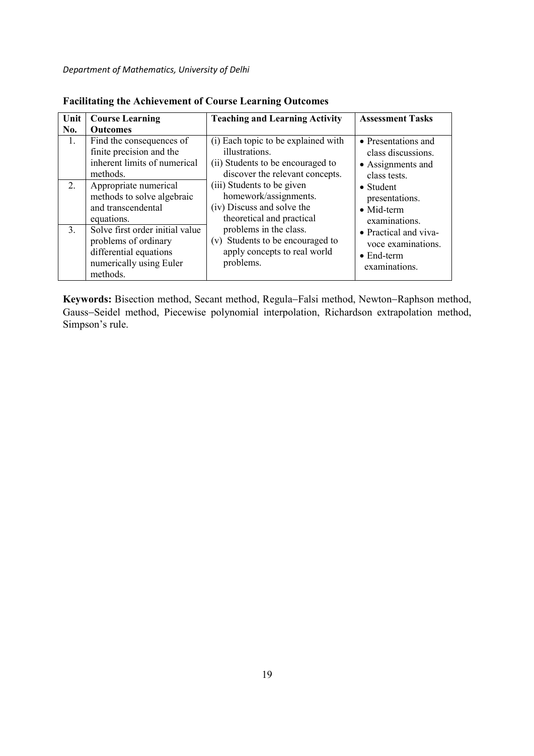**Facilitating the Achievement of Course Learning Outcomes**

| Unit No. | Course Learning Outcomes | Teaching and Learning Activity | Assessment Tasks |
|---|---|---|---|
| 1. | Find the consequences of finite precision and the inherent limits of numerical methods. | (i) Each topic to be explained with illustrations. (ii) Students to be encouraged to discover the relevant concepts. (iii) Students to be given homework/assignments. (iv) Discuss and solve the theoretical and practical problems in the class. (v) Students to be encouraged to apply concepts to real world problems. | • Presentations and class discussions. • Assignments and class tests. • Student presentations. • Mid-term examinations. • Practical and viva-voce examinations. • End-term examinations. |
| 2. | Appropriate numerical methods to solve algebraic and transcendental equations. | | |
| 3. | Solve first order initial value problems of ordinary differential equations numerically using Euler methods. | | |

**Keywords:** Bisection method, Secant method, Regula−Falsi method, Newton−Raphson method, Gauss−Seidel method, Piecewise polynomial interpolation, Richardson extrapolation method, Simpson's rule.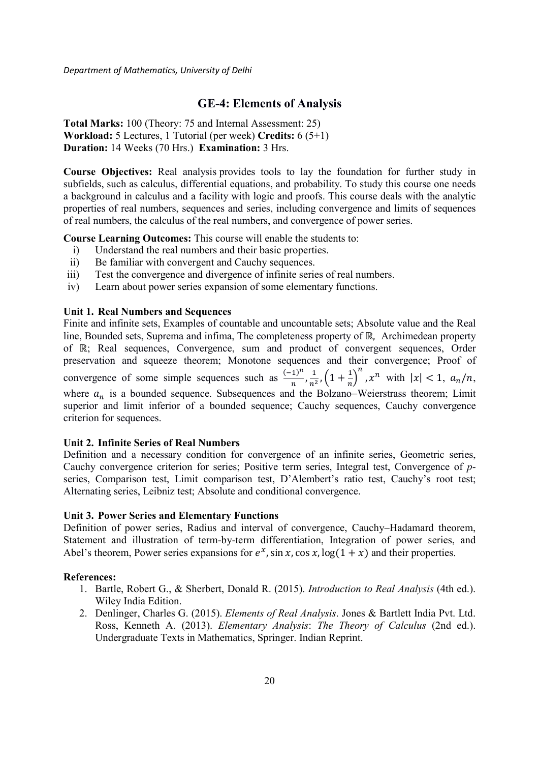## GE-4: Elements of Analysis

**Total Marks:** 100 (Theory: 75 and Internal Assessment: 25)
**Workload:** 5 Lectures, 1 Tutorial (per week) **Credits:** 6 (5+1)
**Duration:** 14 Weeks (70 Hrs.) **Examination:** 3 Hrs.

**Course Objectives:** Real analysis provides tools to lay the foundation for further study in subfields, such as calculus, differential equations, and probability. To study this course one needs a background in calculus and a facility with logic and proofs. This course deals with the analytic properties of real numbers, sequences and series, including convergence and limits of sequences of real numbers, the calculus of the real numbers, and convergence of power series.

**Course Learning Outcomes:** This course will enable the students to:

1. Understand the real numbers and their basic properties.
2. Be familiar with convergent and Cauchy sequences.
3. Test the convergence and divergence of infinite series of real numbers.
4. Learn about power series expansion of some elementary functions.

### Unit 1. Real Numbers and Sequences

Finite and infinite sets, Examples of countable and uncountable sets; Absolute value and the Real line, Bounded sets, Suprema and infima, The completeness property of $\mathbb{R}$, Archimedean property of $\mathbb{R}$; Real sequences, Convergence, sum and product of convergent sequences, Order preservation and squeeze theorem; Monotone sequences and their convergence; Proof of convergence of some simple sequences such as $\frac{(-1)^n}{n}, \frac{1}{n^2}, \left(1+\frac{1}{n}\right)^n, x^n$ with $|x| < 1$, $a_n/n$, where $a_n$ is a bounded sequence. Subsequences and the Bolzano–Weierstrass theorem; Limit superior and limit inferior of a bounded sequence; Cauchy sequences, Cauchy convergence criterion for sequences.

### Unit 2. Infinite Series of Real Numbers

Definition and a necessary condition for convergence of an infinite series, Geometric series, Cauchy convergence criterion for series; Positive term series, Integral test, Convergence of *p*-series, Comparison test, Limit comparison test, D'Alembert's ratio test, Cauchy's root test; Alternating series, Leibniz test; Absolute and conditional convergence.

### Unit 3. Power Series and Elementary Functions

Definition of power series, Radius and interval of convergence, Cauchy–Hadamard theorem, Statement and illustration of term-by-term differentiation, Integration of power series, and Abel's theorem, Power series expansions for $e^x, \sin x, \cos x, \log(1+x)$ and their properties.

### References:

1. Bartle, Robert G., & Sherbert, Donald R. (2015). *Introduction to Real Analysis* (4th ed.). Wiley India Edition.
2. Denlinger, Charles G. (2015). *Elements of Real Analysis*. Jones & Bartlett India Pvt. Ltd. Ross, Kenneth A. (2013). *Elementary Analysis*: *The Theory of Calculus* (2nd ed.). Undergraduate Texts in Mathematics, Springer. Indian Reprint.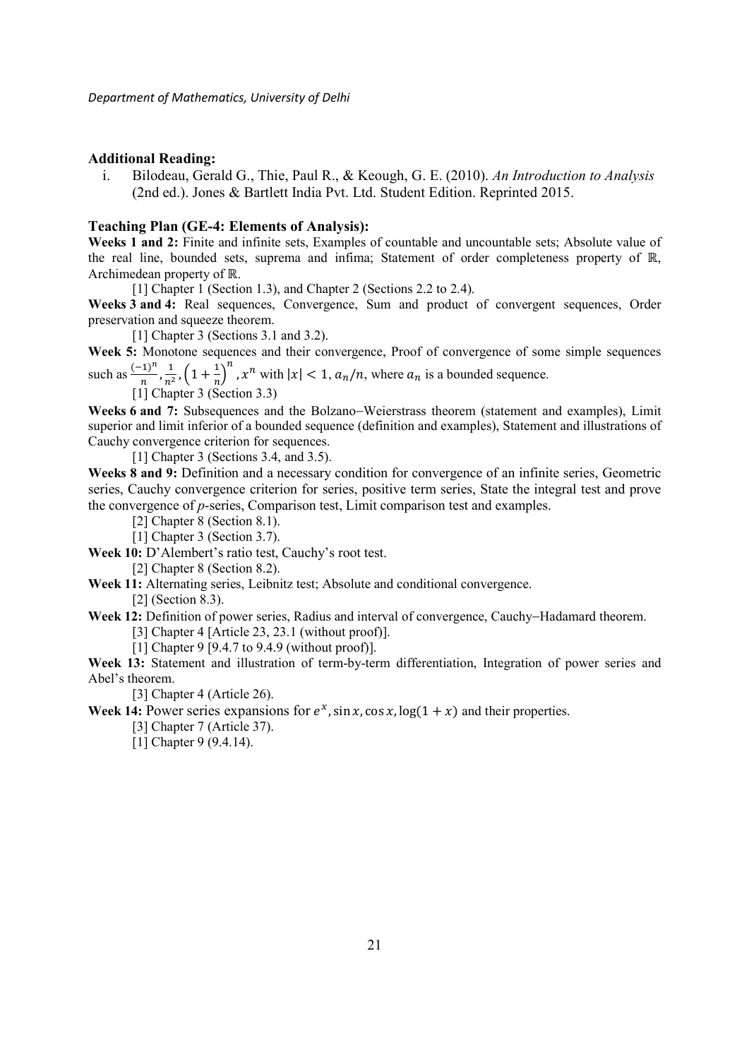**Additional Reading:**

i. Bilodeau, Gerald G., Thie, Paul R., & Keough, G. E. (2010). *An Introduction to Analysis* (2nd ed.). Jones & Bartlett India Pvt. Ltd. Student Edition. Reprinted 2015.

**Teaching Plan (GE-4: Elements of Analysis):**

**Weeks 1 and 2:** Finite and infinite sets, Examples of countable and uncountable sets; Absolute value of the real line, bounded sets, suprema and infima; Statement of order completeness property of $\mathbb{R}$, Archimedean property of $\mathbb{R}$.

[1] Chapter 1 (Section 1.3), and Chapter 2 (Sections 2.2 to 2.4).

**Weeks 3 and 4:** Real sequences, Convergence, Sum and product of convergent sequences, Order preservation and squeeze theorem.

[1] Chapter 3 (Sections 3.1 and 3.2).

**Week 5:** Monotone sequences and their convergence, Proof of convergence of some simple sequences such as $\frac{(-1)^n}{n}, \frac{1}{n^2}, \left(1+\frac{1}{n}\right)^n, x^n$ with $|x| < 1$, $a_n/n$, where $a_n$ is a bounded sequence.

[1] Chapter 3 (Section 3.3)

**Weeks 6 and 7:** Subsequences and the Bolzano–Weierstrass theorem (statement and examples), Limit superior and limit inferior of a bounded sequence (definition and examples), Statement and illustrations of Cauchy convergence criterion for sequences.

[1] Chapter 3 (Sections 3.4, and 3.5).

**Weeks 8 and 9:** Definition and a necessary condition for convergence of an infinite series, Geometric series, Cauchy convergence criterion for series, positive term series, State the integral test and prove the convergence of *p*-series, Comparison test, Limit comparison test and examples.

[2] Chapter 8 (Section 8.1).

[1] Chapter 3 (Section 3.7).

**Week 10:** D'Alembert's ratio test, Cauchy's root test.

[2] Chapter 8 (Section 8.2).

**Week 11:** Alternating series, Leibnitz test; Absolute and conditional convergence.

[2] (Section 8.3).

**Week 12:** Definition of power series, Radius and interval of convergence, Cauchy–Hadamard theorem.

[3] Chapter 4 [Article 23, 23.1 (without proof)].

[1] Chapter 9 [9.4.7 to 9.4.9 (without proof)].

**Week 13:** Statement and illustration of term-by-term differentiation, Integration of power series and Abel's theorem.

[3] Chapter 4 (Article 26).

**Week 14:** Power series expansions for $e^x, \sin x, \cos x, \log(1+x)$ and their properties.

[3] Chapter 7 (Article 37).

[1] Chapter 9 (9.4.14).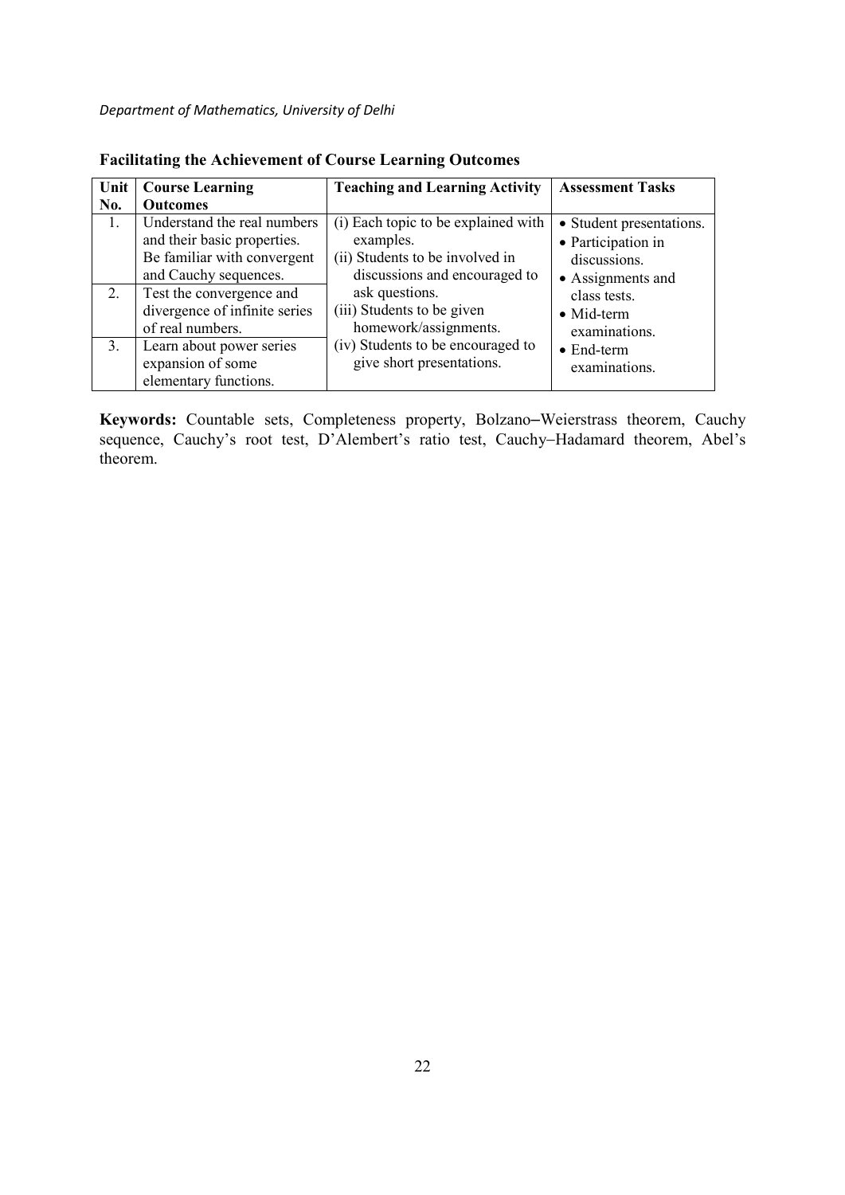**Facilitating the Achievement of Course Learning Outcomes**

| Unit No. | Course Learning Outcomes | Teaching and Learning Activity | Assessment Tasks |
|---|---|---|---|
| 1. | Understand the real numbers and their basic properties. Be familiar with convergent and Cauchy sequences. | (i) Each topic to be explained with examples.<br>(ii) Students to be involved in discussions and encouraged to ask questions.<br>(iii) Students to be given homework/assignments.<br>(iv) Students to be encouraged to give short presentations. | • Student presentations.<br>• Participation in discussions.<br>• Assignments and class tests.<br>• Mid-term examinations.<br>• End-term examinations. |
| 2. | Test the convergence and divergence of infinite series of real numbers. | | |
| 3. | Learn about power series expansion of some elementary functions. | | |

**Keywords:** Countable sets, Completeness property, Bolzano–Weierstrass theorem, Cauchy sequence, Cauchy's root test, D'Alembert's ratio test, Cauchy–Hadamard theorem, Abel's theorem.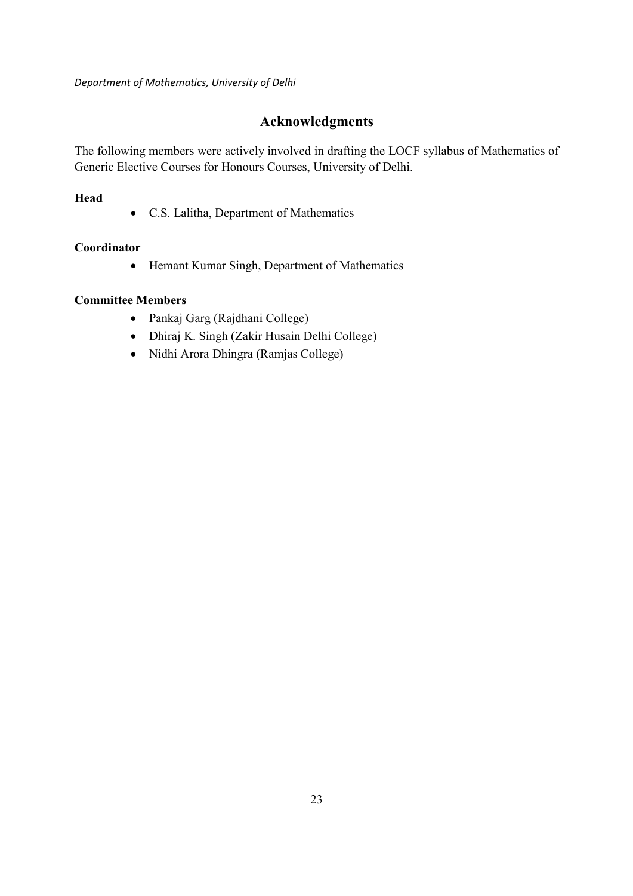## Acknowledgments

The following members were actively involved in drafting the LOCF syllabus of Mathematics of Generic Elective Courses for Honours Courses, University of Delhi.

**Head**

- C.S. Lalitha, Department of Mathematics

**Coordinator**

- Hemant Kumar Singh, Department of Mathematics

**Committee Members**

- Pankaj Garg (Rajdhani College)
- Dhiraj K. Singh (Zakir Husain Delhi College)
- Nidhi Arora Dhingra (Ramjas College)